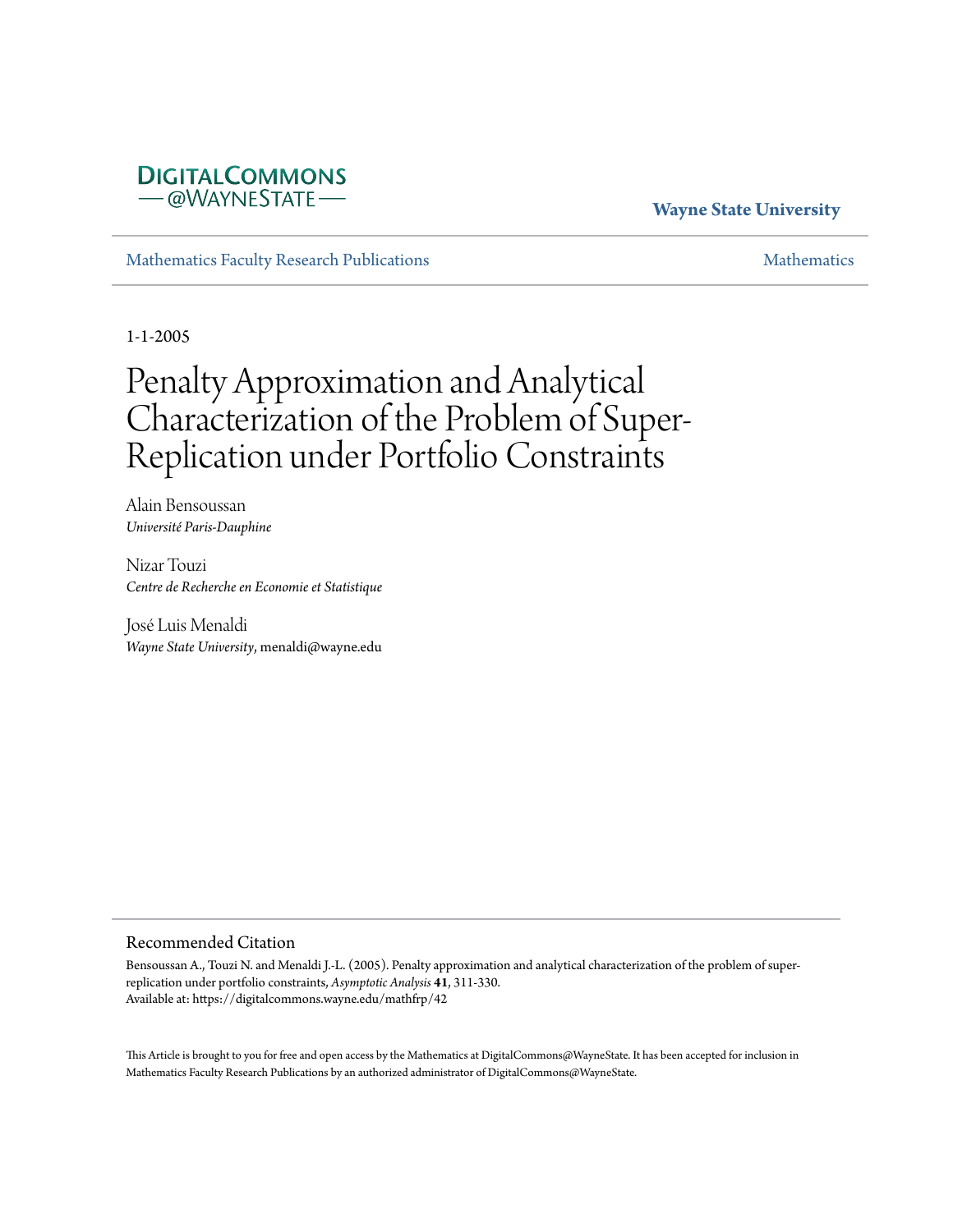DigitalCommons@WayneState

**Wayne State University**

Mathematics Faculty Research Publications

Mathematics

1-1-2005

# Penalty Approximation and Analytical Characterization of the Problem of Super-Replication under Portfolio Constraints

Alain Bensoussan
*Université Paris-Dauphine*

Nizar Touzi
*Centre de Recherche en Economie et Statistique*

José Luis Menaldi
*Wayne State University*, menaldi@wayne.edu

## Recommended Citation

Bensoussan A., Touzi N. and Menaldi J.-L. (2005). Penalty approximation and analytical characterization of the problem of super-replication under portfolio constraints, *Asymptotic Analysis* **41**, 311-330.
Available at: https://digitalcommons.wayne.edu/mathfrp/42

This Article is brought to you for free and open access by the Mathematics at DigitalCommons@WayneState. It has been accepted for inclusion in Mathematics Faculty Research Publications by an authorized administrator of DigitalCommons@WayneState.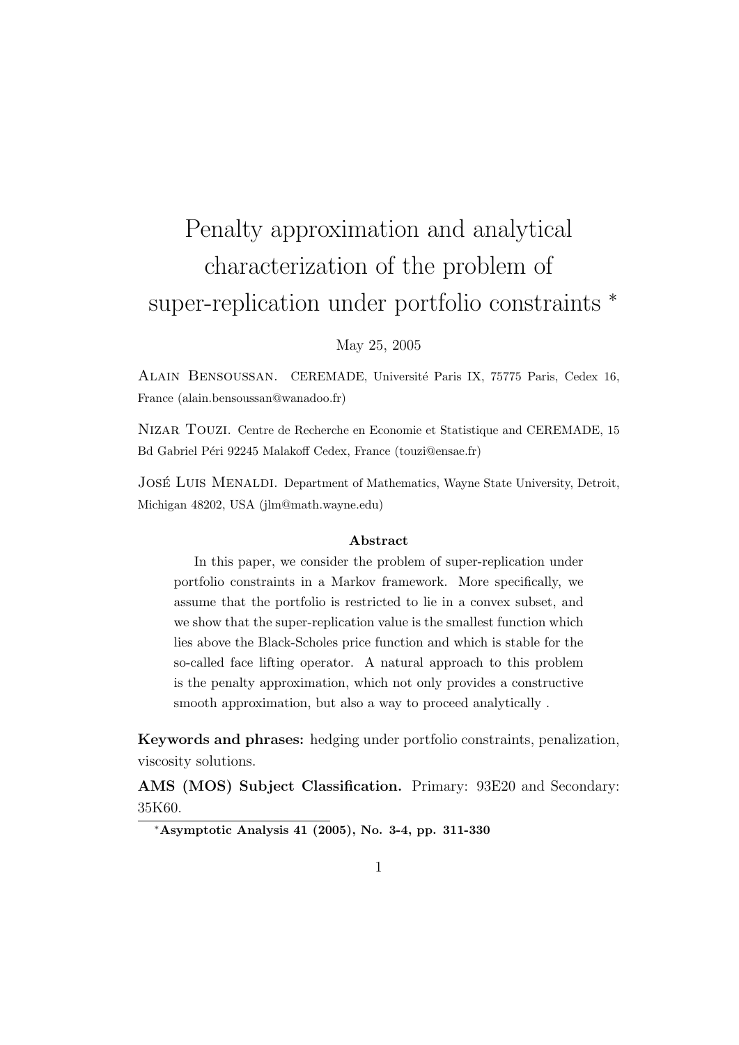# Penalty approximation and analytical characterization of the problem of super-replication under portfolio constraints *

May 25, 2005

Alain Bensoussan. CEREMADE, Université Paris IX, 75775 Paris, Cedex 16, France (alain.bensoussan@wanadoo.fr)

Nizar Touzi. Centre de Recherche en Economie et Statistique and CEREMADE, 15 Bd Gabriel Péri 92245 Malakoff Cedex, France (touzi@ensae.fr)

José Luis Menaldi. Department of Mathematics, Wayne State University, Detroit, Michigan 48202, USA (jlm@math.wayne.edu)

**Abstract**

In this paper, we consider the problem of super-replication under portfolio constraints in a Markov framework. More specifically, we assume that the portfolio is restricted to lie in a convex subset, and we show that the super-replication value is the smallest function which lies above the Black-Scholes price function and which is stable for the so-called face lifting operator. A natural approach to this problem is the penalty approximation, which not only provides a constructive smooth approximation, but also a way to proceed analytically .

**Keywords and phrases:** hedging under portfolio constraints, penalization, viscosity solutions.

**AMS (MOS) Subject Classification.** Primary: 93E20 and Secondary: 35K60.

*Asymptotic Analysis 41 (2005), No. 3-4, pp. 311-330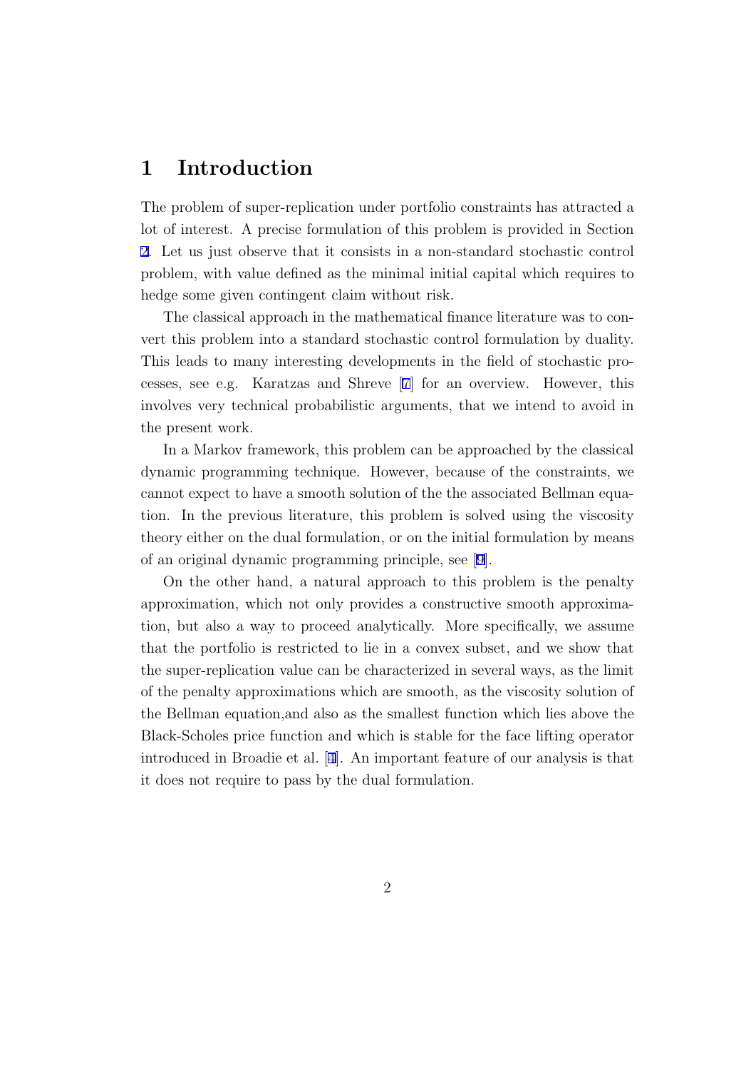# 1 Introduction

The problem of super-replication under portfolio constraints has attracted a lot of interest. A precise formulation of this problem is provided in Section 2. Let us just observe that it consists in a non-standard stochastic control problem, with value defined as the minimal initial capital which requires to hedge some given contingent claim without risk.

The classical approach in the mathematical finance literature was to convert this problem into a standard stochastic control formulation by duality. This leads to many interesting developments in the field of stochastic processes, see e.g. Karatzas and Shreve [7] for an overview. However, this involves very technical probabilistic arguments, that we intend to avoid in the present work.

In a Markov framework, this problem can be approached by the classical dynamic programming technique. However, because of the constraints, we cannot expect to have a smooth solution of the the associated Bellman equation. In the previous literature, this problem is solved using the viscosity theory either on the dual formulation, or on the initial formulation by means of an original dynamic programming principle, see [9].

On the other hand, a natural approach to this problem is the penalty approximation, which not only provides a constructive smooth approximation, but also a way to proceed analytically. More specifically, we assume that the portfolio is restricted to lie in a convex subset, and we show that the super-replication value can be characterized in several ways, as the limit of the penalty approximations which are smooth, as the viscosity solution of the Bellman equation,and also as the smallest function which lies above the Black-Scholes price function and which is stable for the face lifting operator introduced in Broadie et al. [1]. An important feature of our analysis is that it does not require to pass by the dual formulation.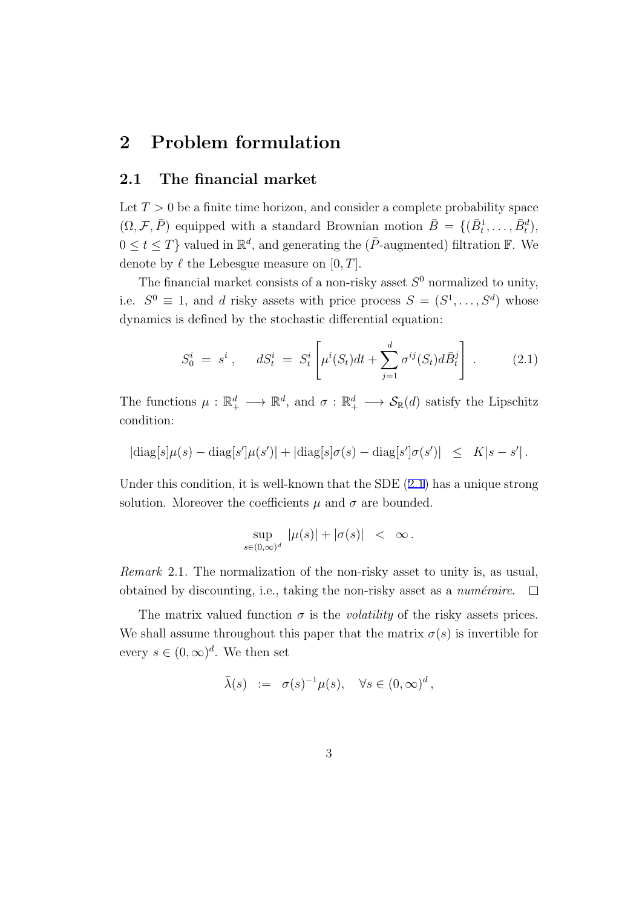# 2 Problem formulation

## 2.1 The financial market

Let $T > 0$ be a finite time horizon, and consider a complete probability space $(\Omega, \mathcal{F}, \bar{P})$ equipped with a standard Brownian motion $\bar{B} = \{(\bar{B}_t^1, \ldots, \bar{B}_t^d),$ $0 \leq t \leq T\}$ valued in $\mathbb{R}^d$, and generating the ($\bar{P}$-augmented) filtration $\mathbb{F}$. We denote by $\ell$ the Lebesgue measure on $[0, T]$.

The financial market consists of a non-risky asset $S^0$ normalized to unity, i.e. $S^0 \equiv 1$, and $d$ risky assets with price process $S = (S^1, \ldots, S^d)$ whose dynamics is defined by the stochastic differential equation:

$$S_0^i \;=\; s^i \,, \qquad dS_t^i \;=\; S_t^i \left[ \mu^i(S_t)dt + \sum_{j=1}^{d} \sigma^{ij}(S_t) d\bar{B}_t^j \right] . \tag{2.1}$$

The functions $\mu : \mathbb{R}_+^d \longrightarrow \mathbb{R}^d$, and $\sigma : \mathbb{R}_+^d \longrightarrow \mathcal{S}_{\mathbb{R}}(d)$ satisfy the Lipschitz condition:

$$|\mathrm{diag}[s]\mu(s) - \mathrm{diag}[s']\mu(s')| + |\mathrm{diag}[s]\sigma(s) - \mathrm{diag}[s']\sigma(s')| \;\; \leq \;\; K|s - s'| \,.$$

Under this condition, it is well-known that the SDE (2.1) has a unique strong solution. Moreover the coefficients $\mu$ and $\sigma$ are bounded.

$$\sup_{s \in (0,\infty)^d} |\mu(s)| + |\sigma(s)| \;\; < \;\; \infty \,.$$

*Remark* 2.1. The normalization of the non-risky asset to unity is, as usual, obtained by discounting, i.e., taking the non-risky asset as a *numéraire*. □

The matrix valued function $\sigma$ is the *volatility* of the risky assets prices. We shall assume throughout this paper that the matrix $\sigma(s)$ is invertible for every $s \in (0, \infty)^d$. We then set

$$\bar{\lambda}(s) \;\; := \;\; \sigma(s)^{-1}\mu(s), \quad \forall s \in (0, \infty)^d \,,$$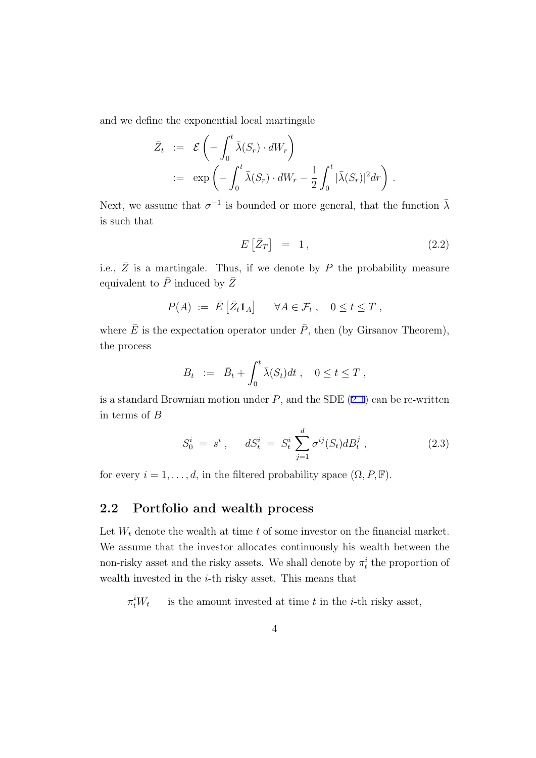and we define the exponential local martingale

$$
\begin{aligned}
\bar{Z}_t &:= \mathcal{E}\left(-\int_0^t \bar{\lambda}(S_r)\cdot dW_r\right) \\
&:= \exp\left(-\int_0^t \bar{\lambda}(S_r)\cdot dW_r - \frac{1}{2}\int_0^t |\bar{\lambda}(S_r)|^2 dr\right) .
\end{aligned}
$$

Next, we assume that $\sigma^{-1}$ is bounded or more general, that the function $\bar{\lambda}$ is such that

$$
E\left[\bar{Z}_T\right] = 1 , \tag{2.2}
$$

i.e., $\bar{Z}$ is a martingale. Thus, if we denote by $P$ the probability measure equivalent to $\bar{P}$ induced by $\bar{Z}$

$$
P(A) := \bar{E}\left[\bar{Z}_t \mathbf{1}_A\right] \qquad \forall A \in \mathcal{F}_t , \quad 0 \le t \le T ,
$$

where $\bar{E}$ is the expectation operator under $\bar{P}$, then (by Girsanov Theorem), the process

$$
B_t := \bar{B}_t + \int_0^t \bar{\lambda}(S_t)dt , \quad 0 \le t \le T ,
$$

is a standard Brownian motion under $P$, and the SDE (2.1) can be re-written in terms of $B$

$$
S_0^i = s^i , \quad dS_t^i = S_t^i \sum_{j=1}^{d} \sigma^{ij}(S_t) dB_t^j , \tag{2.3}
$$

for every $i = 1, \ldots, d$, in the filtered probability space $(\Omega, P, \mathbb{F})$.

## 2.2 Portfolio and wealth process

Let $W_t$ denote the wealth at time $t$ of some investor on the financial market. We assume that the investor allocates continuously his wealth between the non-risky asset and the risky assets. We shall denote by $\pi_t^i$ the proportion of wealth invested in the $i$-th risky asset. This means that

$\pi_t^i W_t$ is the amount invested at time $t$ in the $i$-th risky asset,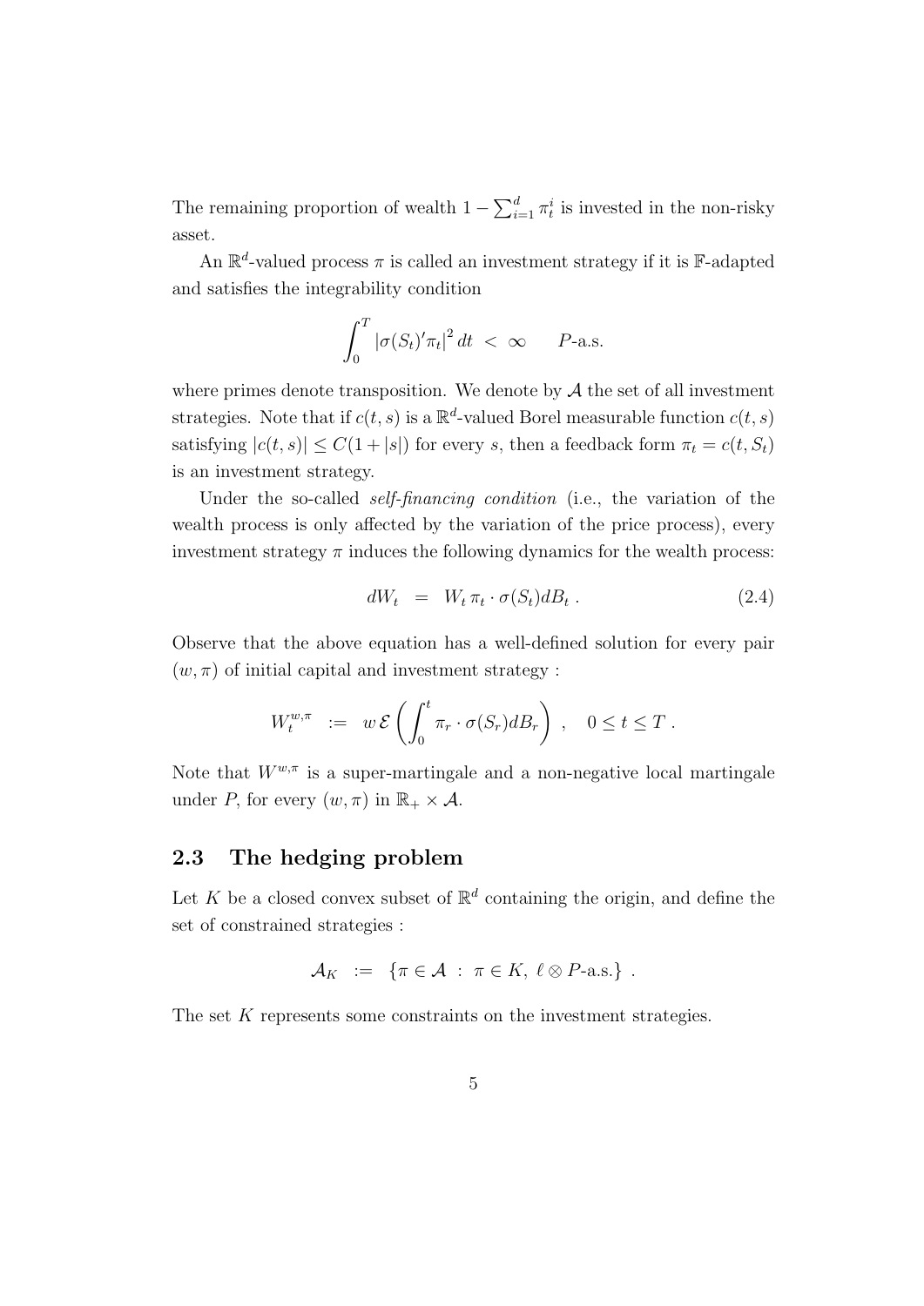The remaining proportion of wealth $1 - \sum_{i=1}^{d} \pi_t^i$ is invested in the non-risky asset.

An $\mathbb{R}^d$-valued process $\pi$ is called an investment strategy if it is $\mathbb{F}$-adapted and satisfies the integrability condition

$$\int_0^T |\sigma(S_t)'\pi_t|^2 \, dt \; < \; \infty \qquad P\text{-a.s.}$$

where primes denote transposition. We denote by $\mathcal{A}$ the set of all investment strategies. Note that if $c(t,s)$ is a $\mathbb{R}^d$-valued Borel measurable function $c(t,s)$ satisfying $|c(t,s)| \leq C(1+|s|)$ for every $s$, then a feedback form $\pi_t = c(t, S_t)$ is an investment strategy.

Under the so-called *self-financing condition* (i.e., the variation of the wealth process is only affected by the variation of the price process), every investment strategy $\pi$ induces the following dynamics for the wealth process:

$$dW_t \;\; = \;\; W_t \, \pi_t \cdot \sigma(S_t) dB_t \; . \tag{2.4}$$

Observe that the above equation has a well-defined solution for every pair $(w, \pi)$ of initial capital and investment strategy :

$$W_t^{w,\pi} \;\; := \;\; w \, \mathcal{E}\left( \int_0^t \pi_r \cdot \sigma(S_r) dB_r \right) \; , \quad 0 \leq t \leq T \; .$$

Note that $W^{w,\pi}$ is a super-martingale and a non-negative local martingale under $P$, for every $(w, \pi)$ in $\mathbb{R}_+ \times \mathcal{A}$.

## 2.3 The hedging problem

Let $K$ be a closed convex subset of $\mathbb{R}^d$ containing the origin, and define the set of constrained strategies :

$$\mathcal{A}_K \;\; := \;\; \{ \pi \in \mathcal{A} \; : \; \pi \in K, \; \ell \otimes P\text{-a.s.} \} \; .$$

The set $K$ represents some constraints on the investment strategies.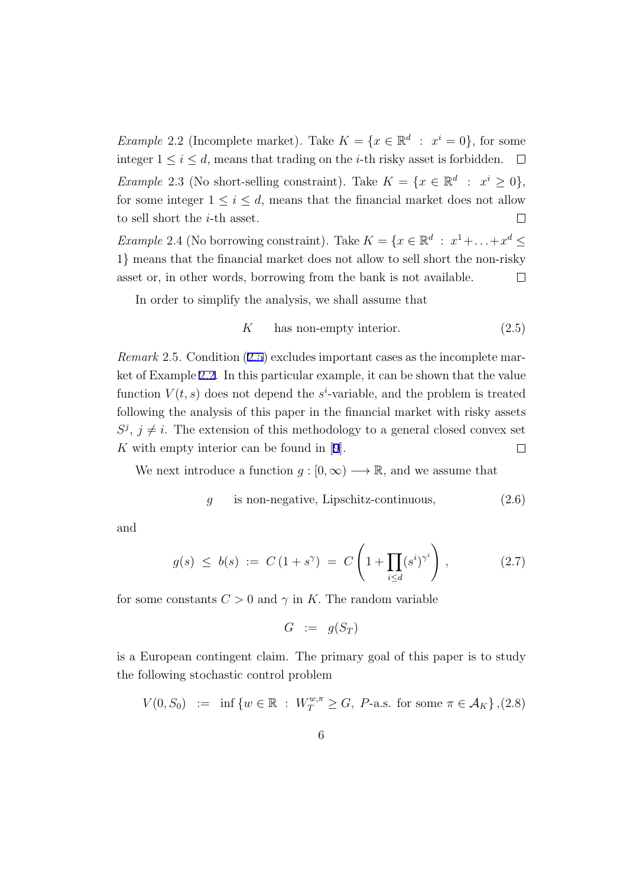*Example* 2.2 (Incomplete market). Take $K = \{x \in \mathbb{R}^d \ : \ x^i = 0\}$, for some integer $1 \leq i \leq d$, means that trading on the $i$-th risky asset is forbidden. □

*Example* 2.3 (No short-selling constraint). Take $K = \{x \in \mathbb{R}^d \ : \ x^i \geq 0\}$, for some integer $1 \leq i \leq d$, means that the financial market does not allow to sell short the $i$-th asset. □

*Example* 2.4 (No borrowing constraint). Take $K = \{x \in \mathbb{R}^d \ : \ x^1 + \ldots + x^d \leq 1\}$ means that the financial market does not allow to sell short the non-risky asset or, in other words, borrowing from the bank is not available. □

In order to simplify the analysis, we shall assume that

$$K \qquad \text{has non-empty interior.} \tag{2.5}$$

*Remark* 2.5. Condition (2.5) excludes important cases as the incomplete market of Example 2.2. In this particular example, it can be shown that the value function $V(t,s)$ does not depend the $s^i$-variable, and the problem is treated following the analysis of this paper in the financial market with risky assets $S^j$, $j \neq i$. The extension of this methodology to a general closed convex set $K$ with empty interior can be found in [9]. □

We next introduce a function $g : [0, \infty) \longrightarrow \mathbb{R}$, and we assume that

$$g \qquad \text{is non-negative, Lipschitz-continuous,} \tag{2.6}$$

and

$$g(s) \ \leq \ b(s) \ := \ C\left(1 + s^{\gamma}\right) \ = \ C\left(1 + \prod_{i \leq d} (s^i)^{\gamma^i}\right), \tag{2.7}$$

for some constants $C > 0$ and $\gamma$ in $K$. The random variable

$$G \ := \ g(S_T)$$

is a European contingent claim. The primary goal of this paper is to study the following stochastic control problem

$$V(0, S_0) \ := \ \inf\left\{w \in \mathbb{R} \ : \ W_T^{w,\pi} \geq G, \ P\text{-a.s. for some } \pi \in \mathcal{A}_K\right\}, \tag{2.8}$$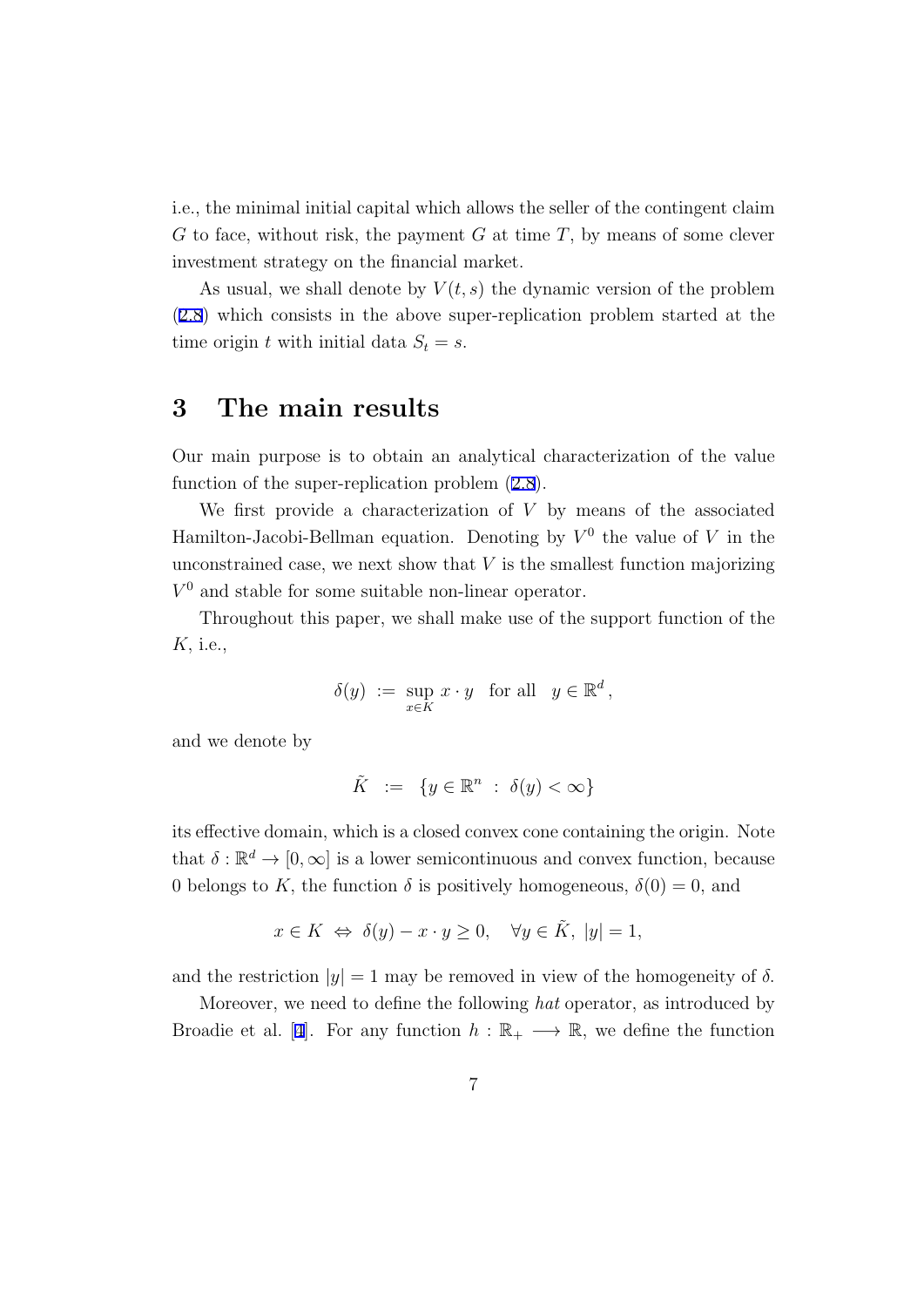i.e., the minimal initial capital which allows the seller of the contingent claim $G$ to face, without risk, the payment $G$ at time $T$, by means of some clever investment strategy on the financial market.

As usual, we shall denote by $V(t,s)$ the dynamic version of the problem (2.8) which consists in the above super-replication problem started at the time origin $t$ with initial data $S_t = s$.

# 3 The main results

Our main purpose is to obtain an analytical characterization of the value function of the super-replication problem (2.8).

We first provide a characterization of $V$ by means of the associated Hamilton-Jacobi-Bellman equation. Denoting by $V^0$ the value of $V$ in the unconstrained case, we next show that $V$ is the smallest function majorizing $V^0$ and stable for some suitable non-linear operator.

Throughout this paper, we shall make use of the support function of the $K$, i.e.,

$$\delta(y) \;:=\; \sup_{x \in K} x \cdot y \quad \text{for all} \quad y \in \mathbb{R}^d \,,$$

and we denote by

$$\tilde{K} \;\; := \;\; \{y \in \mathbb{R}^n \;:\; \delta(y) < \infty\}$$

its effective domain, which is a closed convex cone containing the origin. Note that $\delta : \mathbb{R}^d \to [0, \infty]$ is a lower semicontinuous and convex function, because 0 belongs to $K$, the function $\delta$ is positively homogeneous, $\delta(0) = 0$, and

$$x \in K \;\Leftrightarrow\; \delta(y) - x \cdot y \geq 0, \quad \forall y \in \tilde{K},\; |y| = 1,$$

and the restriction $|y| = 1$ may be removed in view of the homogeneity of $\delta$.

Moreover, we need to define the following *hat* operator, as introduced by Broadie et al. [4]. For any function $h : \mathbb{R}_+ \longrightarrow \mathbb{R}$, we define the function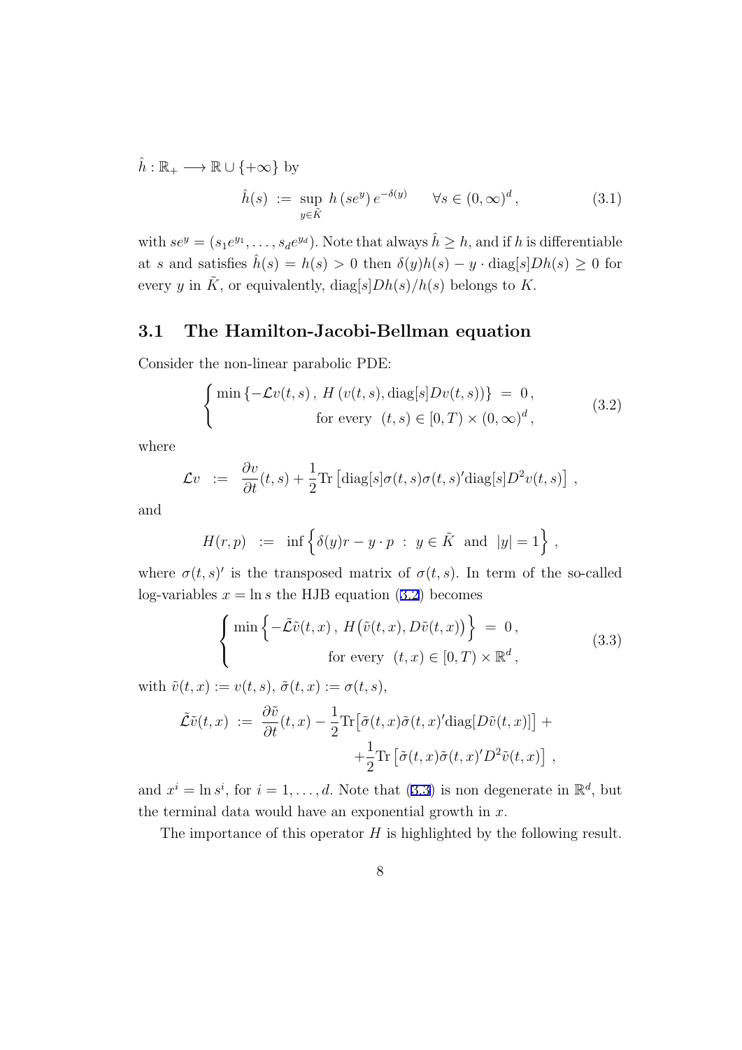$\hat{h} : \mathbb{R}_+ \longrightarrow \mathbb{R} \cup \{+\infty\}$ by

$$\hat{h}(s) \ := \ \sup_{y \in \tilde{K}} \ h\left(se^{y}\right) e^{-\delta(y)} \qquad \forall s \in (0,\infty)^d \,, \tag{3.1}$$

with $se^y = (s_1 e^{y_1}, \ldots, s_d e^{y_d})$. Note that always $\hat{h} \geq h$, and if $h$ is differentiable at $s$ and satisfies $\hat{h}(s) = h(s) > 0$ then $\delta(y)h(s) - y \cdot \text{diag}[s]Dh(s) \geq 0$ for every $y$ in $\tilde{K}$, or equivalently, $\text{diag}[s]Dh(s)/h(s)$ belongs to $K$.

## 3.1 The Hamilton-Jacobi-Bellman equation

Consider the non-linear parabolic PDE:

$$\begin{cases} \min\left\{-\mathcal{L}v(t,s)\,,\, H\left(v(t,s), \text{diag}[s]Dv(t,s)\right)\right\} \ = \ 0\,, \\ \qquad\qquad\qquad\qquad \text{for every} \ \ (t,s) \in [0,T) \times (0,\infty)^d\,, \end{cases} \tag{3.2}$$

where

$$\mathcal{L}v \ \ := \ \ \frac{\partial v}{\partial t}(t,s) + \frac{1}{2}\text{Tr}\left[\text{diag}[s]\sigma(t,s)\sigma(t,s)'\text{diag}[s]D^2 v(t,s)\right] \,,$$

and

$$H(r,p) \ \ := \ \ \inf\left\{\delta(y)r - y\cdot p \ : \ y \in \tilde{K} \ \text{ and } \ |y| = 1\right\} \,,$$

where $\sigma(t,s)'$ is the transposed matrix of $\sigma(t,s)$. In term of the so-called log-variables $x = \ln s$ the HJB equation (3.2) becomes

$$\begin{cases} \min\left\{-\tilde{\mathcal{L}}\tilde{v}(t,x)\,,\, H\big(\tilde{v}(t,x), D\tilde{v}(t,x)\big)\right\} \ = \ 0\,, \\ \qquad\qquad\qquad\qquad \text{for every} \ \ (t,x) \in [0,T) \times \mathbb{R}^d\,, \end{cases} \tag{3.3}$$

with $\tilde{v}(t,x) := v(t,s)$, $\tilde{\sigma}(t,x) := \sigma(t,s)$,

$$\begin{aligned} \tilde{\mathcal{L}}\tilde{v}(t,x) \ := \ \frac{\partial \tilde{v}}{\partial t}(t,x) - \frac{1}{2}\text{Tr}\big[\tilde{\sigma}(t,x)\tilde{\sigma}(t,x)'\text{diag}[D\tilde{v}(t,x)]\big] + \\ + \frac{1}{2}\text{Tr}\left[\tilde{\sigma}(t,x)\tilde{\sigma}(t,x)'D^2\tilde{v}(t,x)\right] \,, \end{aligned}$$

and $x^i = \ln s^i$, for $i = 1, \ldots, d$. Note that (3.3) is non degenerate in $\mathbb{R}^d$, but the terminal data would have an exponential growth in $x$.

The importance of this operator $H$ is highlighted by the following result.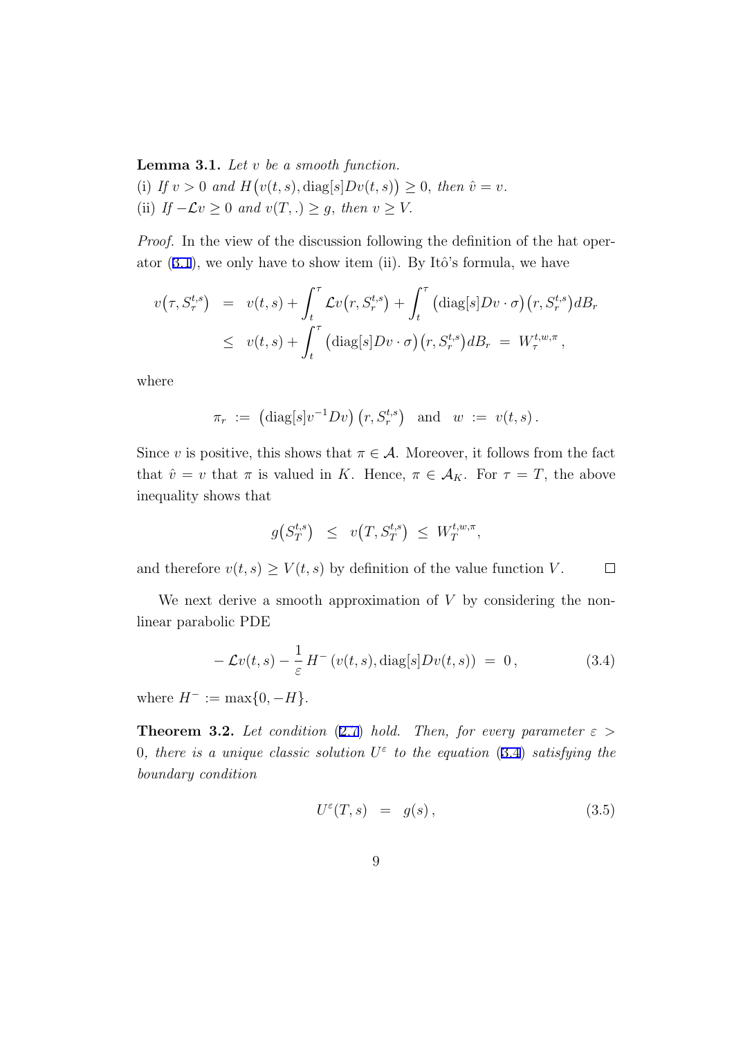**Lemma 3.1.** *Let $v$ be a smooth function.*
*(i) If $v > 0$ and $H\big(v(t,s), \mathrm{diag}[s]Dv(t,s)\big) \geq 0$, then $\hat{v} = v$.*
*(ii) If $-\mathcal{L}v \geq 0$ and $v(T,.) \geq g$, then $v \geq V$.*

*Proof.* In the view of the discussion following the definition of the hat operator (3.1), we only have to show item (ii). By Itô's formula, we have

$$
\begin{aligned}
v\big(\tau, S_\tau^{t,s}\big) &= v(t,s) + \int_t^\tau \mathcal{L}v\big(r, S_r^{t,s}\big) + \int_t^\tau \big(\mathrm{diag}[s]Dv \cdot \sigma\big)\big(r, S_r^{t,s}\big) dB_r \\
&\leq v(t,s) + \int_t^\tau \big(\mathrm{diag}[s]Dv \cdot \sigma\big)\big(r, S_r^{t,s}\big) dB_r \;=\; W_\tau^{t,w,\pi},
\end{aligned}
$$

where

$$
\pi_r \;:=\; \big(\mathrm{diag}[s]v^{-1}Dv\big)\big(r, S_r^{t,s}\big) \quad \text{and} \quad w \;:=\; v(t,s).
$$

Since $v$ is positive, this shows that $\pi \in \mathcal{A}$. Moreover, it follows from the fact that $\hat{v} = v$ that $\pi$ is valued in $K$. Hence, $\pi \in \mathcal{A}_K$. For $\tau = T$, the above inequality shows that

$$
g\big(S_T^{t,s}\big) \;\leq\; v\big(T, S_T^{t,s}\big) \;\leq\; W_T^{t,w,\pi},
$$

and therefore $v(t,s) \geq V(t,s)$ by definition of the value function $V$. $\square$

We next derive a smooth approximation of $V$ by considering the nonlinear parabolic PDE

$$
-\mathcal{L}v(t,s) - \frac{1}{\varepsilon} H^-\left(v(t,s), \mathrm{diag}[s]Dv(t,s)\right) \;=\; 0, \tag{3.4}
$$

where $H^- := \max\{0, -H\}$.

**Theorem 3.2.** *Let condition (2.7) hold. Then, for every parameter $\varepsilon > 0$, there is a unique classic solution $U^\varepsilon$ to the equation (3.4) satisfying the boundary condition*

$$
U^\varepsilon(T,s) \;=\; g(s), \tag{3.5}
$$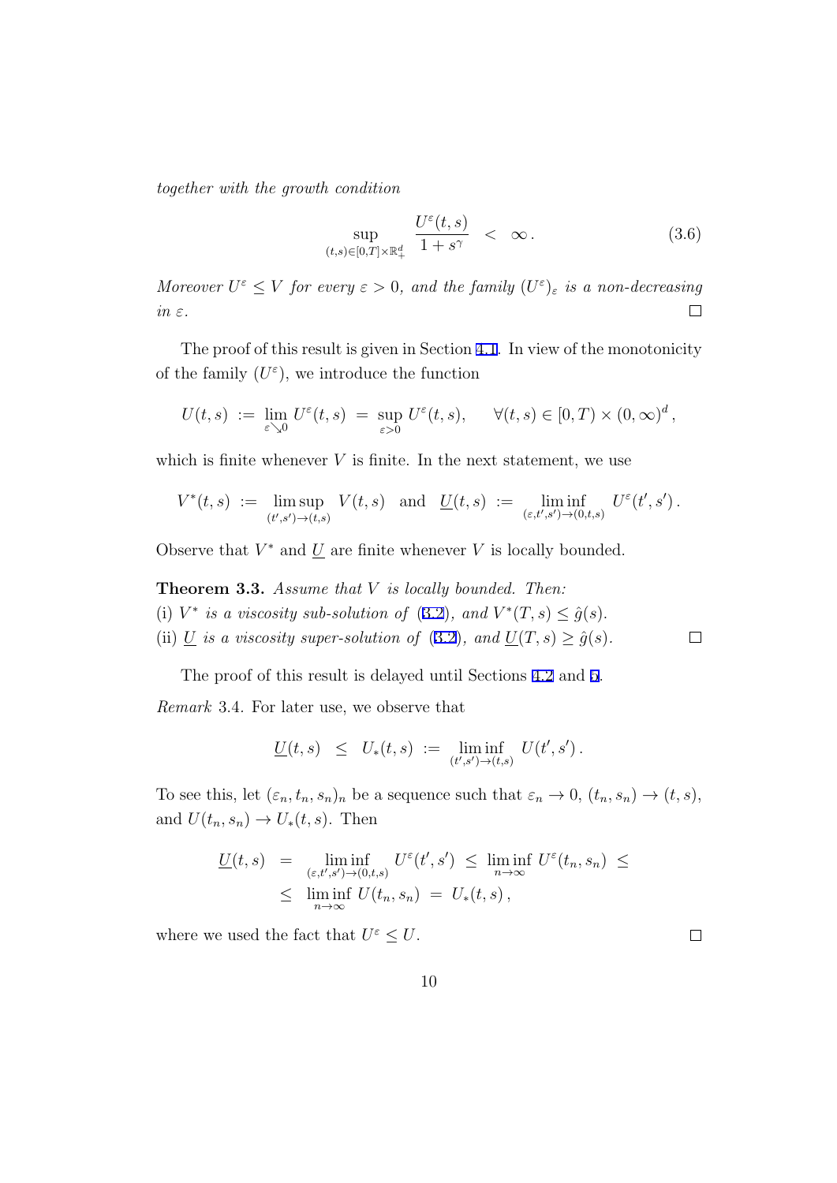*together with the growth condition*

$$\sup_{(t,s)\in[0,T]\times\mathbb{R}_+^d} \frac{U^\varepsilon(t,s)}{1+s^\gamma} \;<\; \infty\,. \tag{3.6}$$

*Moreover $U^\varepsilon \leq V$ for every $\varepsilon > 0$, and the family $(U^\varepsilon)_\varepsilon$ is a non-decreasing in $\varepsilon$.* □

The proof of this result is given in Section 4.1. In view of the monotonicity of the family $(U^\varepsilon)$, we introduce the function

$$U(t,s) \;:=\; \lim_{\varepsilon \searrow 0} U^\varepsilon(t,s) \;=\; \sup_{\varepsilon>0} U^\varepsilon(t,s), \qquad \forall (t,s) \in [0,T) \times (0,\infty)^d\,,$$

which is finite whenever $V$ is finite. In the next statement, we use

$$V^*(t,s) \;:=\; \limsup_{(t',s')\to(t,s)} V(t,s) \quad \text{and} \quad \underline{U}(t,s) \;:=\; \liminf_{(\varepsilon,t',s')\to(0,t,s)} U^\varepsilon(t',s')\,.$$

Observe that $V^*$ and $\underline{U}$ are finite whenever $V$ is locally bounded.

**Theorem 3.3.** *Assume that $V$ is locally bounded. Then:*
(i) *$V^*$ is a viscosity sub-solution of (3.2), and $V^*(T,s) \leq \hat{g}(s)$.*
(ii) *$\underline{U}$ is a viscosity super-solution of (3.2), and $\underline{U}(T,s) \geq \hat{g}(s)$.* □

The proof of this result is delayed until Sections 4.2 and 5.

*Remark* 3.4. For later use, we observe that

$$\underline{U}(t,s) \;\leq\; U_*(t,s) \;:=\; \liminf_{(t',s')\to(t,s)} U(t',s')\,.$$

To see this, let $(\varepsilon_n, t_n, s_n)_n$ be a sequence such that $\varepsilon_n \to 0$, $(t_n, s_n) \to (t,s)$, and $U(t_n, s_n) \to U_*(t,s)$. Then

$$\begin{aligned}
\underline{U}(t,s) \;&=\; \liminf_{(\varepsilon,t',s')\to(0,t,s)} U^\varepsilon(t',s') \;\leq\; \liminf_{n\to\infty} U^\varepsilon(t_n,s_n) \;\leq \\
&\leq\; \liminf_{n\to\infty} U(t_n,s_n) \;=\; U_*(t,s)\,,
\end{aligned}$$

where we used the fact that $U^\varepsilon \leq U$. □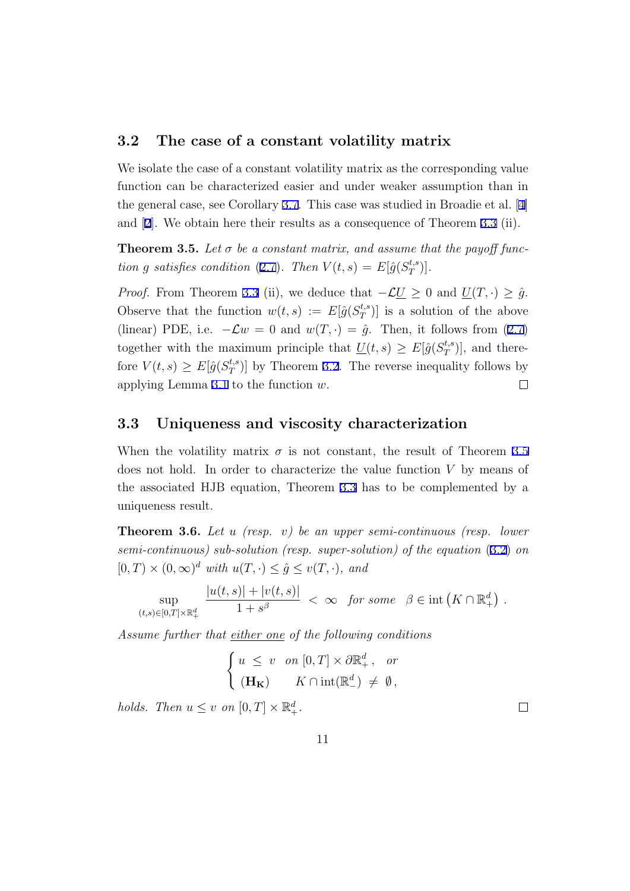### 3.2 The case of a constant volatility matrix

We isolate the case of a constant volatility matrix as the corresponding value function can be characterized easier and under weaker assumption than in the general case, see Corollary 3.7. This case was studied in Broadie et al. [4] and [2]. We obtain here their results as a consequence of Theorem 3.3 (ii).

**Theorem 3.5.** *Let $\sigma$ be a constant matrix, and assume that the payoff function $g$ satisfies condition (2.7). Then $V(t,s) = E[\hat{g}(S_T^{t,s})]$.*

*Proof.* From Theorem 3.3 (ii), we deduce that $-\mathcal{L}\underline{U} \geq 0$ and $\underline{U}(T,\cdot) \geq \hat{g}$. Observe that the function $w(t,s) := E[\hat{g}(S_T^{t,s})]$ is a solution of the above (linear) PDE, i.e. $-\mathcal{L}w = 0$ and $w(T,\cdot) = \hat{g}$. Then, it follows from (2.7) together with the maximum principle that $\underline{U}(t,s) \geq E[\hat{g}(S_T^{t,s})]$, and therefore $V(t,s) \geq E[\hat{g}(S_T^{t,s})]$ by Theorem 3.2. The reverse inequality follows by applying Lemma 3.1 to the function $w$. $\square$

### 3.3 Uniqueness and viscosity characterization

When the volatility matrix $\sigma$ is not constant, the result of Theorem 3.5 does not hold. In order to characterize the value function $V$ by means of the associated HJB equation, Theorem 3.3 has to be complemented by a uniqueness result.

**Theorem 3.6.** *Let $u$ (resp. $v$) be an upper semi-continuous (resp. lower semi-continuous) sub-solution (resp. super-solution) of the equation (3.2) on $[0,T) \times (0,\infty)^d$ with $u(T,\cdot) \leq \hat{g} \leq v(T,\cdot)$, and*

$$\sup_{(t,s)\in[0,T]\times\mathbb{R}_+^d} \frac{|u(t,s)| + |v(t,s)|}{1 + s^\beta} < \infty \quad \textit{for some} \quad \beta \in \operatorname{int}\left(K \cap \mathbb{R}_+^d\right).$$

*Assume further that* <u>*either one*</u> *of the following conditions*

$$\begin{cases} u \leq v \quad \textit{on } [0,T] \times \partial\mathbb{R}_+^d, \quad \textit{or} \\ (\mathbf{H_K}) \qquad K \cap \operatorname{int}(\mathbb{R}_-^d) \neq \emptyset, \end{cases}$$

*holds. Then $u \leq v$ on $[0,T] \times \mathbb{R}_+^d$.* $\square$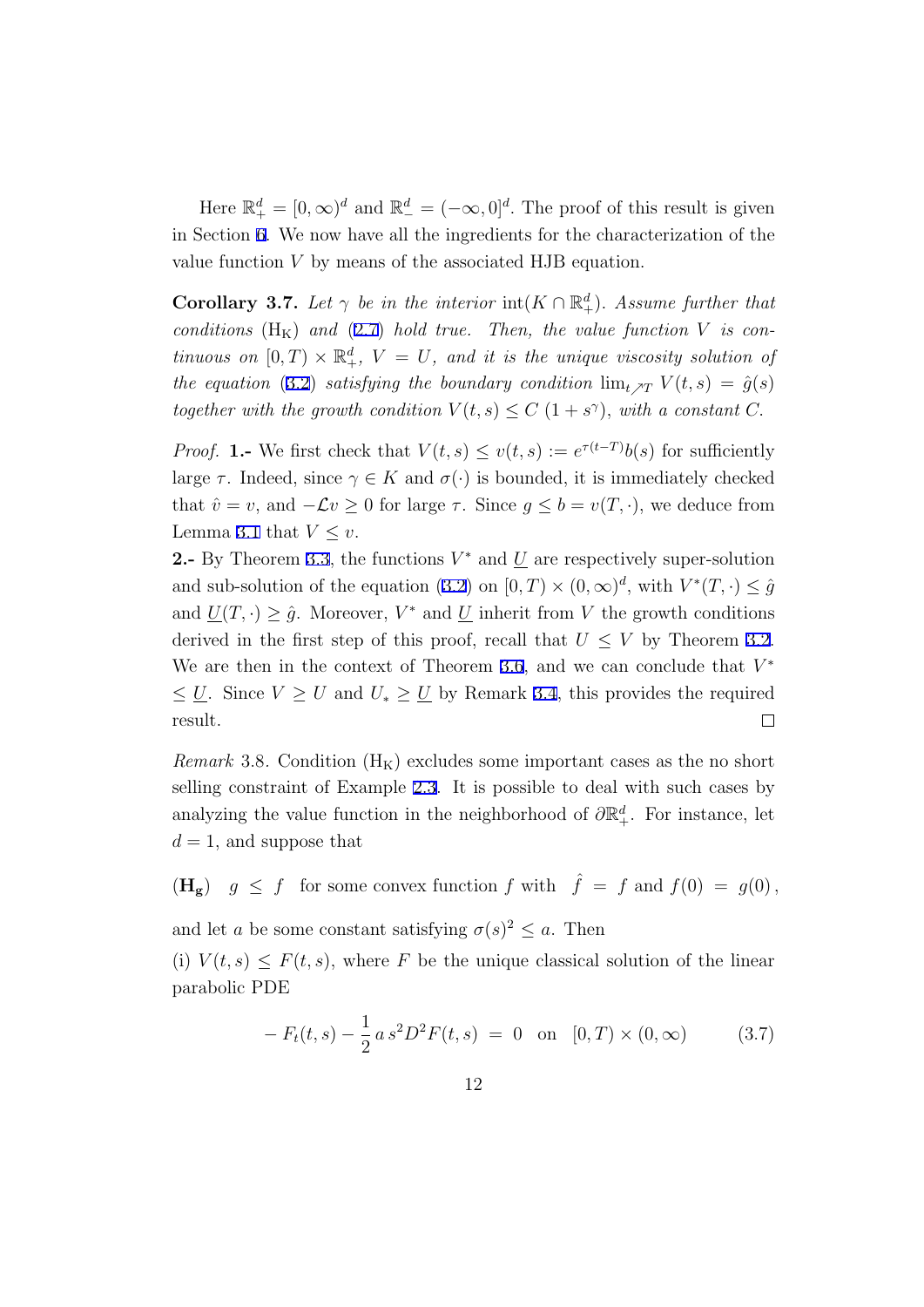Here $\mathbb{R}^d_+ = [0,\infty)^d$ and $\mathbb{R}^d_- = (-\infty, 0]^d$. The proof of this result is given in Section 6. We now have all the ingredients for the characterization of the value function $V$ by means of the associated HJB equation.

**Corollary 3.7.** *Let $\gamma$ be in the interior $\mathrm{int}(K \cap \mathbb{R}^d_+)$. Assume further that conditions* ($\mathrm{H_K}$) *and* (2.7) *hold true. Then, the value function $V$ is continuous on $[0,T) \times \mathbb{R}^d_+$, $V = U$, and it is the unique viscosity solution of the equation* (3.2) *satisfying the boundary condition $\lim_{t \nearrow T} V(t,s) = \hat{g}(s)$ together with the growth condition $V(t,s) \leq C\,(1 + s^\gamma)$, with a constant $C$.*

*Proof.* **1.-** We first check that $V(t,s) \leq v(t,s) := e^{\tau(t-T)}b(s)$ for sufficiently large $\tau$. Indeed, since $\gamma \in K$ and $\sigma(\cdot)$ is bounded, it is immediately checked that $\hat{v} = v$, and $-\mathcal{L}v \geq 0$ for large $\tau$. Since $g \leq b = v(T,\cdot)$, we deduce from Lemma 3.1 that $V \leq v$.

**2.-** By Theorem 3.3, the functions $V^*$ and $\underline{U}$ are respectively super-solution and sub-solution of the equation (3.2) on $[0,T) \times (0,\infty)^d$, with $V^*(T,\cdot) \leq \hat{g}$ and $\underline{U}(T,\cdot) \geq \hat{g}$. Moreover, $V^*$ and $\underline{U}$ inherit from $V$ the growth conditions derived in the first step of this proof, recall that $U \leq V$ by Theorem 3.2. We are then in the context of Theorem 3.6, and we can conclude that $V^* \leq \underline{U}$. Since $V \geq U$ and $U_* \geq \underline{U}$ by Remark 3.4, this provides the required result. $\square$

*Remark* 3.8. Condition ($\mathrm{H_K}$) excludes some important cases as the no short selling constraint of Example 2.3. It is possible to deal with such cases by analyzing the value function in the neighborhood of $\partial\mathbb{R}^d_+$. For instance, let $d = 1$, and suppose that

$$(\mathbf{H_g}) \quad g \;\leq\; f \quad \text{for some convex function } f \text{ with } \;\; \hat{f} \;=\; f \text{ and } f(0) \;=\; g(0)\,,$$

and let $a$ be some constant satisfying $\sigma(s)^2 \leq a$. Then

(i) $V(t,s) \leq F(t,s)$, where $F$ be the unique classical solution of the linear parabolic PDE

$$-\,F_t(t,s) - \frac{1}{2}\,a\,s^2 D^2 F(t,s) \;=\; 0 \quad \text{on} \quad [0,T) \times (0,\infty) \qquad (3.7)$$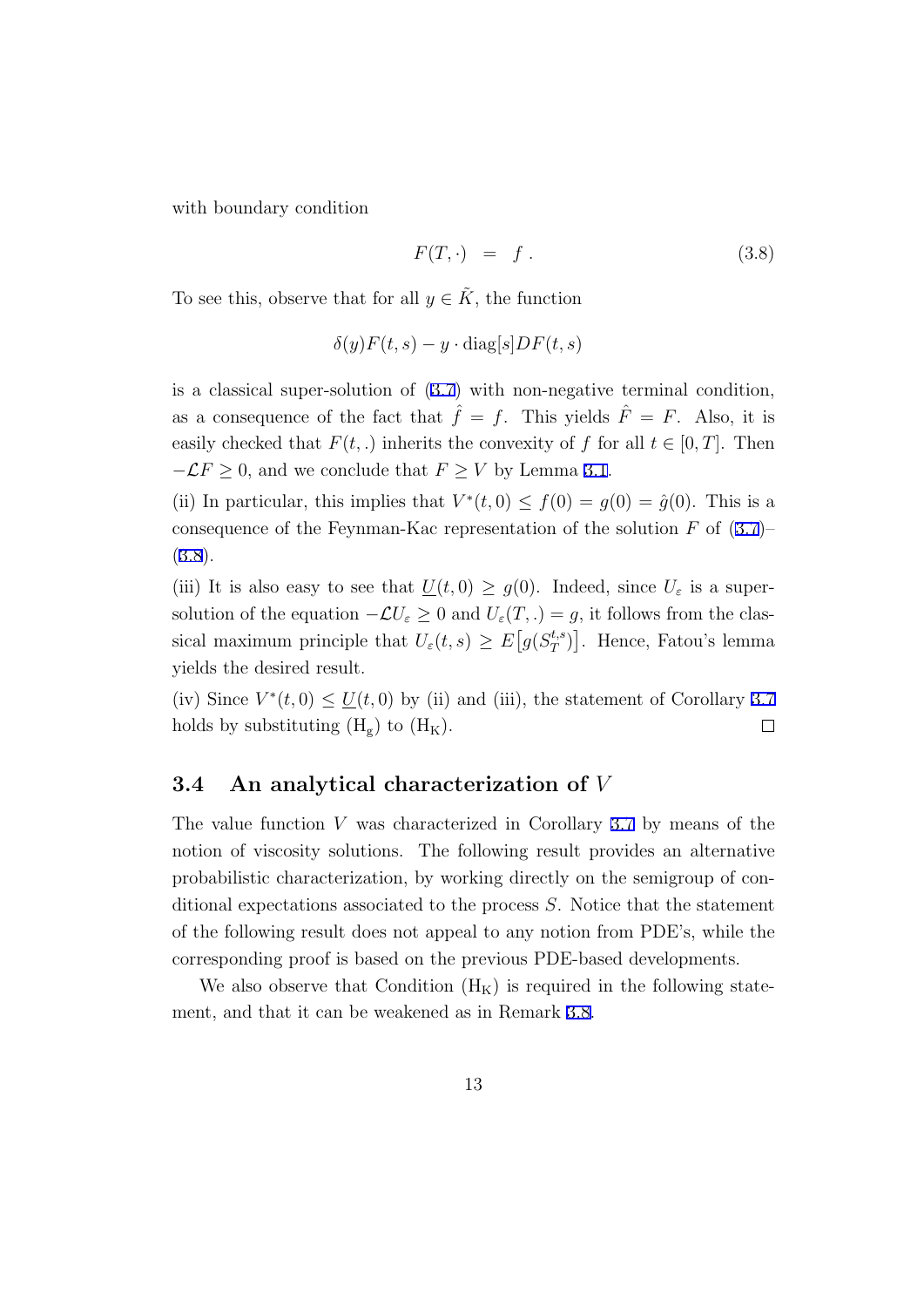with boundary condition

$$F(T, \cdot) \;\; = \;\; f \, . \tag{3.8}$$

To see this, observe that for all $y \in \tilde{K}$, the function

$$\delta(y)F(t,s) - y \cdot \mathrm{diag}[s]DF(t,s)$$

is a classical super-solution of (3.7) with non-negative terminal condition, as a consequence of the fact that $\hat{f} = f$. This yields $\hat{F} = F$. Also, it is easily checked that $F(t,.)$ inherits the convexity of $f$ for all $t \in [0,T]$. Then $-\mathcal{L}F \geq 0$, and we conclude that $F \geq V$ by Lemma 3.1.

(ii) In particular, this implies that $V^*(t,0) \leq f(0) = g(0) = \hat{g}(0)$. This is a consequence of the Feynman-Kac representation of the solution $F$ of (3.7)–(3.8).

(iii) It is also easy to see that $\underline{U}(t,0) \geq g(0)$. Indeed, since $U_\varepsilon$ is a super-solution of the equation $-\mathcal{L}U_\varepsilon \geq 0$ and $U_\varepsilon(T,.) = g$, it follows from the classical maximum principle that $U_\varepsilon(t,s) \geq E\big[g(S_T^{t,s})\big]$. Hence, Fatou's lemma yields the desired result.

(iv) Since $V^*(t,0) \leq \underline{U}(t,0)$ by (ii) and (iii), the statement of Corollary 3.7 holds by substituting $(\mathrm{H_g})$ to $(\mathrm{H_K})$. □

### 3.4 An analytical characterization of $V$

The value function $V$ was characterized in Corollary 3.7 by means of the notion of viscosity solutions. The following result provides an alternative probabilistic characterization, by working directly on the semigroup of conditional expectations associated to the process $S$. Notice that the statement of the following result does not appeal to any notion from PDE's, while the corresponding proof is based on the previous PDE-based developments.

We also observe that Condition $(\mathrm{H_K})$ is required in the following statement, and that it can be weakened as in Remark 3.8.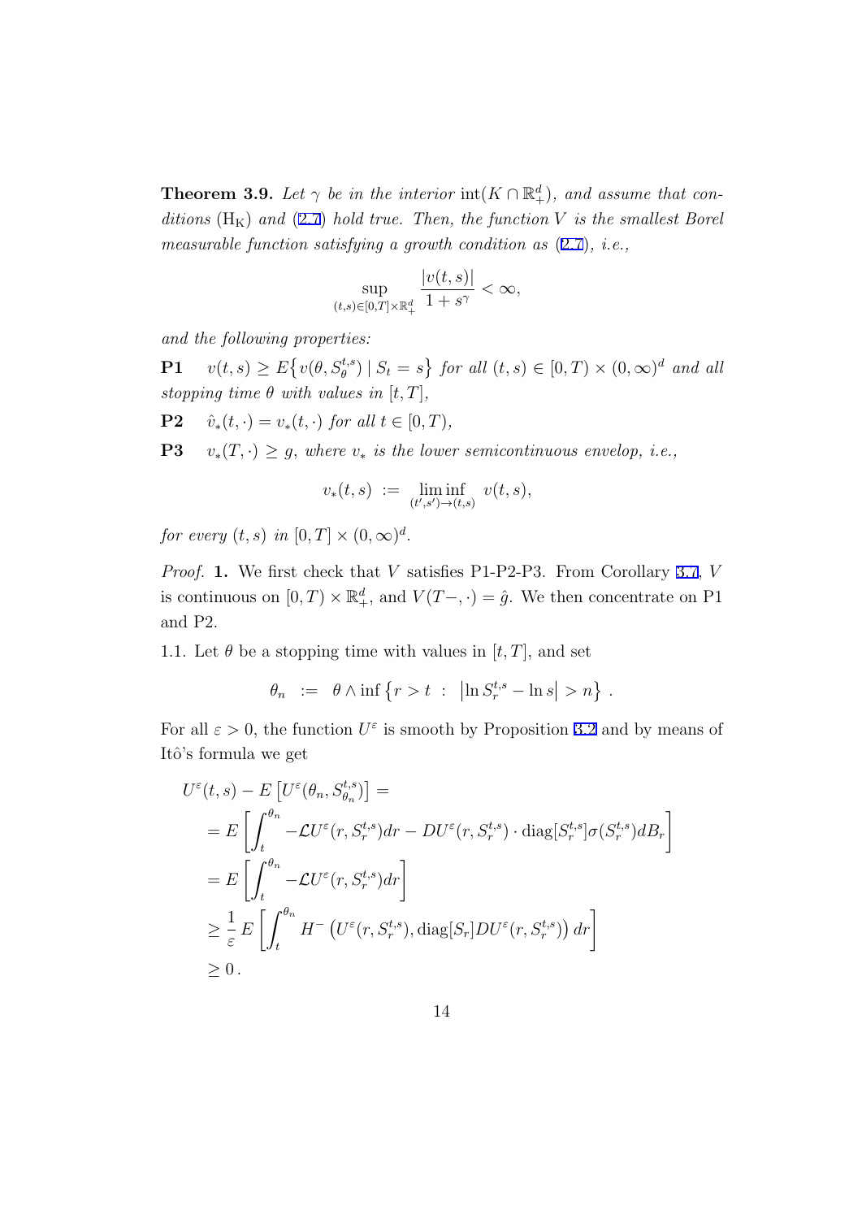**Theorem 3.9.** *Let $\gamma$ be in the interior $\mathrm{int}(K \cap \mathbb{R}^d_+)$, and assume that conditions* $(\mathrm{H_K})$ *and* (2.7) *hold true. Then, the function $V$ is the smallest Borel measurable function satisfying a growth condition as* (2.7)*, i.e.,*

$$\sup_{(t,s)\in[0,T]\times\mathbb{R}^d_+} \frac{|v(t,s)|}{1+s^\gamma} < \infty,$$

*and the following properties:*

**P1** $\quad v(t,s) \geq E\{v(\theta, S^{t,s}_\theta) \mid S_t = s\}$ *for all $(t,s) \in [0,T) \times (0,\infty)^d$ and all stopping time $\theta$ with values in $[t,T]$,*

**P2** $\quad \hat{v}_*(t,\cdot) = v_*(t,\cdot)$ *for all $t \in [0,T)$,*

**P3** $\quad v_*(T,\cdot) \geq g$*, where $v_*$ is the lower semicontinuous envelop, i.e.,*

$$v_*(t,s) \ := \ \liminf_{(t',s')\to(t,s)} \ v(t,s),$$

*for every $(t,s)$ in $[0,T] \times (0,\infty)^d$.*

*Proof.* **1.** We first check that $V$ satisfies P1-P2-P3. From Corollary 3.7, $V$ is continuous on $[0,T) \times \mathbb{R}^d_+$, and $V(T-,\cdot) = \hat{g}$. We then concentrate on P1 and P2.

1.1. Let $\theta$ be a stopping time with values in $[t,T]$, and set

$$\theta_n \ := \ \theta \wedge \inf\left\{r > t \ : \ \left|\ln S^{t,s}_r - \ln s\right| > n\right\}.$$

For all $\varepsilon > 0$, the function $U^\varepsilon$ is smooth by Proposition 3.2 and by means of Itô's formula we get

$$\begin{aligned}
U^\varepsilon(t,s) &- E\left[U^\varepsilon(\theta_n, S^{t,s}_{\theta_n})\right] = \\
&= E\left[\int_t^{\theta_n} -\mathcal{L}U^\varepsilon(r, S^{t,s}_r)dr - DU^\varepsilon(r, S^{t,s}_r)\cdot \mathrm{diag}[S^{t,s}_r]\sigma(S^{t,s}_r)dB_r\right] \\
&= E\left[\int_t^{\theta_n} -\mathcal{L}U^\varepsilon(r, S^{t,s}_r)dr\right] \\
&\geq \frac{1}{\varepsilon}\, E\left[\int_t^{\theta_n} H^-\left(U^\varepsilon(r, S^{t,s}_r), \mathrm{diag}[S_r]DU^\varepsilon(r, S^{t,s}_r)\right)dr\right] \\
&\geq 0\,.
\end{aligned}$$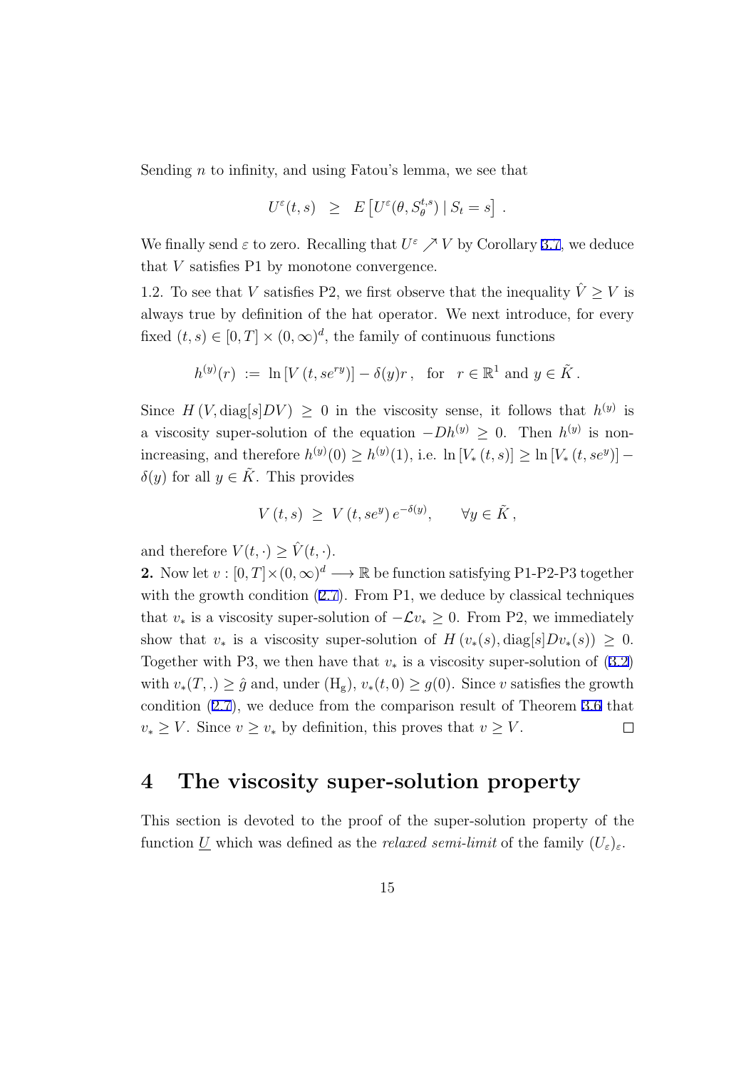Sending $n$ to infinity, and using Fatou's lemma, we see that

$$U^\varepsilon(t,s) \;\;\geq\;\; E\left[U^\varepsilon(\theta, S_\theta^{t,s}) \mid S_t = s\right] .$$

We finally send $\varepsilon$ to zero. Recalling that $U^\varepsilon \nearrow V$ by Corollary 3.7, we deduce that $V$ satisfies P1 by monotone convergence.

1.2. To see that $V$ satisfies P2, we first observe that the inequality $\hat{V} \geq V$ is always true by definition of the hat operator. We next introduce, for every fixed $(t,s) \in [0,T] \times (0,\infty)^d$, the family of continuous functions

$$h^{(y)}(r) \;:=\; \ln\left[V\left(t, se^{ry}\right)\right] - \delta(y) r\,, \quad \text{for} \quad r \in \mathbb{R}^1 \text{ and } y \in \tilde{K}\,.$$

Since $H\left(V, \operatorname{diag}[s]DV\right) \geq 0$ in the viscosity sense, it follows that $h^{(y)}$ is a viscosity super-solution of the equation $-Dh^{(y)} \geq 0$. Then $h^{(y)}$ is non-increasing, and therefore $h^{(y)}(0) \geq h^{(y)}(1)$, i.e. $\ln\left[V_*\left(t,s\right)\right] \geq \ln\left[V_*\left(t, se^y\right)\right] - \delta(y)$ for all $y \in \tilde{K}$. This provides

$$V\left(t,s\right) \;\geq\; V\left(t, se^y\right) e^{-\delta(y)}, \qquad \forall y \in \tilde{K}\,,$$

and therefore $V(t,\cdot) \geq \hat{V}(t,\cdot)$.

**2.** Now let $v : [0,T] \times (0,\infty)^d \longrightarrow \mathbb{R}$ be function satisfying P1-P2-P3 together with the growth condition (2.7). From P1, we deduce by classical techniques that $v_*$ is a viscosity super-solution of $-\mathcal{L}v_* \geq 0$. From P2, we immediately show that $v_*$ is a viscosity super-solution of $H\left(v_*(s), \operatorname{diag}[s]Dv_*(s)\right) \geq 0$. Together with P3, we then have that $v_*$ is a viscosity super-solution of (3.2) with $v_*(T,.) \geq \hat{g}$ and, under ($\mathrm{H_g}$), $v_*(t,0) \geq g(0)$. Since $v$ satisfies the growth condition (2.7), we deduce from the comparison result of Theorem 3.6 that $v_* \geq V$. Since $v \geq v_*$ by definition, this proves that $v \geq V$. □

# 4 The viscosity super-solution property

This section is devoted to the proof of the super-solution property of the function $\underline{U}$ which was defined as the *relaxed semi-limit* of the family $(U_\varepsilon)_\varepsilon$.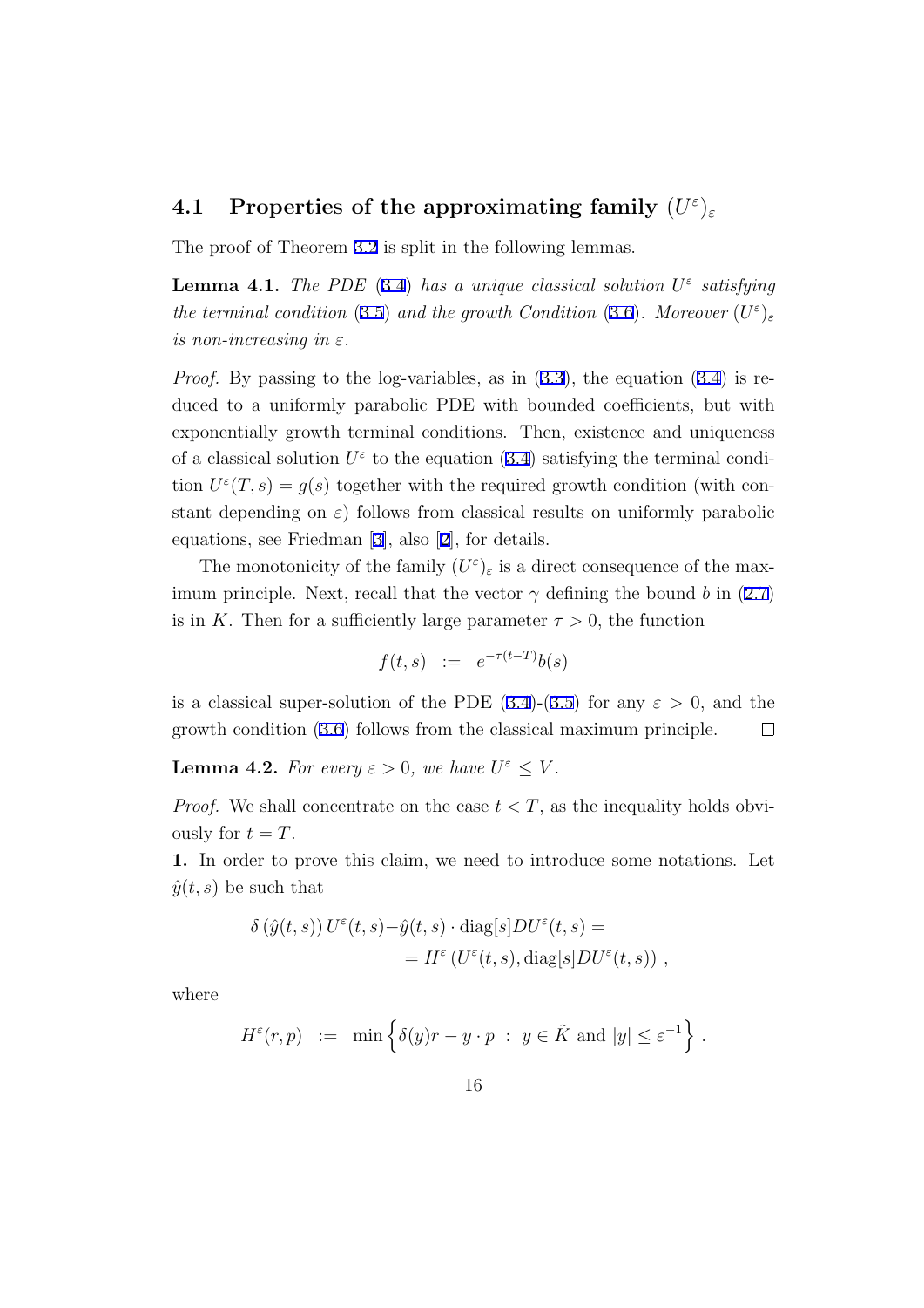### 4.1 Properties of the approximating family $(U^\varepsilon)_\varepsilon$

The proof of Theorem 3.2 is split in the following lemmas.

**Lemma 4.1.** *The PDE (3.4) has a unique classical solution $U^\varepsilon$ satisfying the terminal condition (3.5) and the growth Condition (3.6). Moreover $(U^\varepsilon)_\varepsilon$ is non-increasing in $\varepsilon$.*

*Proof.* By passing to the log-variables, as in (3.3), the equation (3.4) is reduced to a uniformly parabolic PDE with bounded coefficients, but with exponentially growth terminal conditions. Then, existence and uniqueness of a classical solution $U^\varepsilon$ to the equation (3.4) satisfying the terminal condition $U^\varepsilon(T,s) = g(s)$ together with the required growth condition (with constant depending on $\varepsilon$) follows from classical results on uniformly parabolic equations, see Friedman [3], also [2], for details.

The monotonicity of the family $(U^\varepsilon)_\varepsilon$ is a direct consequence of the maximum principle. Next, recall that the vector $\gamma$ defining the bound $b$ in (2.7) is in $K$. Then for a sufficiently large parameter $\tau > 0$, the function

$$
f(t,s) \;\; := \;\; e^{-\tau(t-T)} b(s)
$$

is a classical super-solution of the PDE (3.4)-(3.5) for any $\varepsilon > 0$, and the growth condition (3.6) follows from the classical maximum principle. □

**Lemma 4.2.** *For every $\varepsilon > 0$, we have $U^\varepsilon \leq V$.*

*Proof.* We shall concentrate on the case $t < T$, as the inequality holds obviously for $t = T$.

**1.** In order to prove this claim, we need to introduce some notations. Let $\hat{y}(t,s)$ be such that

$$
\begin{aligned}
\delta\left(\hat{y}(t,s)\right) U^\varepsilon(t,s) - \hat{y}(t,s) \cdot \mathrm{diag}[s] DU^\varepsilon(t,s) &= \\
= H^\varepsilon\left(U^\varepsilon(t,s), \mathrm{diag}[s] DU^\varepsilon(t,s)\right)&,
\end{aligned}
$$

where

$$
H^\varepsilon(r,p) \;\; := \;\; \min\left\{ \delta(y) r - y \cdot p \;:\; y \in \tilde{K} \text{ and } |y| \leq \varepsilon^{-1} \right\}.
$$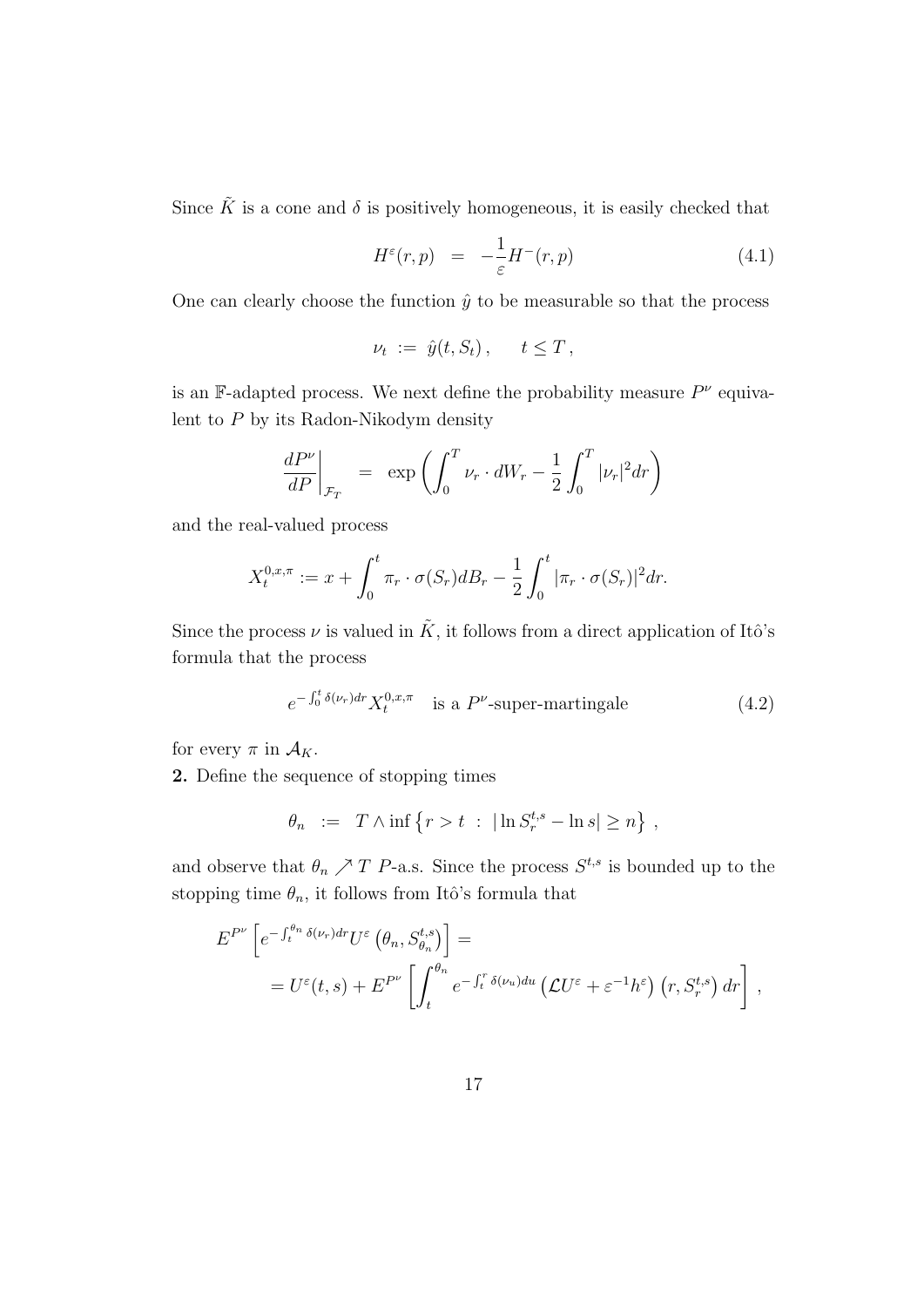Since $\tilde{K}$ is a cone and $\delta$ is positively homogeneous, it is easily checked that

$$H^{\varepsilon}(r,p) \;\; = \;\; -\frac{1}{\varepsilon}H^{-}(r,p) \tag{4.1}$$

One can clearly choose the function $\hat{y}$ to be measurable so that the process

$$\nu_t \;:=\; \hat{y}(t, S_t)\,, \qquad t \le T\,,$$

is an $\mathbb{F}$-adapted process. We next define the probability measure $P^{\nu}$ equivalent to $P$ by its Radon-Nikodym density

$$\left.\frac{dP^{\nu}}{dP}\right|_{\mathcal{F}_T} \;\; = \;\; \exp\left(\int_0^T \nu_r \cdot dW_r - \frac{1}{2}\int_0^T |\nu_r|^2 dr\right)$$

and the real-valued process

$$X_t^{0,x,\pi} := x + \int_0^t \pi_r \cdot \sigma(S_r) dB_r - \frac{1}{2}\int_0^t |\pi_r \cdot \sigma(S_r)|^2 dr.$$

Since the process $\nu$ is valued in $\tilde{K}$, it follows from a direct application of Itô's formula that the process

$$e^{-\int_0^t \delta(\nu_r)dr} X_t^{0,x,\pi} \quad \text{is a } P^{\nu}\text{-super-martingale} \tag{4.2}$$

for every $\pi$ in $\mathcal{A}_K$.

**2.** Define the sequence of stopping times

$$\theta_n \;\; := \;\; T \wedge \inf\left\{ r > t \;:\; |\ln S_r^{t,s} - \ln s| \ge n \right\}\,,$$

and observe that $\theta_n \nearrow T$ $P$-a.s. Since the process $S^{t,s}$ is bounded up to the stopping time $\theta_n$, it follows from Itô's formula that

$$\begin{aligned}
E^{P^{\nu}}&\left[ e^{-\int_t^{\theta_n} \delta(\nu_r)dr} U^{\varepsilon}\left(\theta_n, S_{\theta_n}^{t,s}\right)\right] = \\
&= U^{\varepsilon}(t,s) + E^{P^{\nu}}\left[\int_t^{\theta_n} e^{-\int_t^r \delta(\nu_u)du}\left(\mathcal{L}U^{\varepsilon} + \varepsilon^{-1}h^{\varepsilon}\right)\left(r, S_r^{t,s}\right)dr\right]\,,
\end{aligned}$$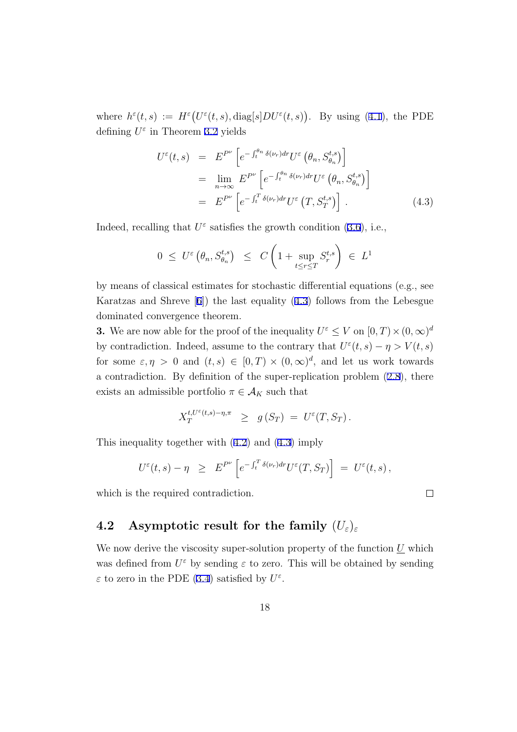where $h^\varepsilon(t,s) := H^\varepsilon\big(U^\varepsilon(t,s), \mathrm{diag}[s]DU^\varepsilon(t,s)\big)$. By using (4.1), the PDE defining $U^\varepsilon$ in Theorem 3.2 yields

$$
\begin{aligned}
U^\varepsilon(t,s) &= E^{P^\nu}\left[e^{-\int_t^{\theta_n}\delta(\nu_r)dr}U^\varepsilon\left(\theta_n, S^{t,s}_{\theta_n}\right)\right] \\
&= \lim_{n\to\infty} E^{P^\nu}\left[e^{-\int_t^{\theta_n}\delta(\nu_r)dr}U^\varepsilon\left(\theta_n, S^{t,s}_{\theta_n}\right)\right] \\
&= E^{P^\nu}\left[e^{-\int_t^{T}\delta(\nu_r)dr}U^\varepsilon\left(T, S^{t,s}_{T}\right)\right]. \qquad (4.3)
\end{aligned}
$$

Indeed, recalling that $U^\varepsilon$ satisfies the growth condition (3.6), i.e.,

$$
0 \;\leq\; U^\varepsilon\left(\theta_n, S^{t,s}_{\theta_n}\right) \;\leq\; C\left(1 + \sup_{t\leq r\leq T} S^{t,s}_r\right) \;\in\; L^1
$$

by means of classical estimates for stochastic differential equations (e.g., see Karatzas and Shreve [6]) the last equality (4.3) follows from the Lebesgue dominated convergence theorem.

**3.** We are now able for the proof of the inequality $U^\varepsilon \leq V$ on $[0,T)\times(0,\infty)^d$ by contradiction. Indeed, assume to the contrary that $U^\varepsilon(t,s) - \eta > V(t,s)$ for some $\varepsilon, \eta > 0$ and $(t,s) \in [0,T)\times(0,\infty)^d$, and let us work towards a contradiction. By definition of the super-replication problem (2.8), there exists an admissible portfolio $\pi \in \mathcal{A}_K$ such that

$$
X_T^{t,U^\varepsilon(t,s)-\eta,\pi} \;\;\geq\;\; g\left(S_T\right) \;=\; U^\varepsilon(T,S_T)\,.
$$

This inequality together with (4.2) and (4.3) imply

$$
U^\varepsilon(t,s) - \eta \;\;\geq\;\; E^{P^\nu}\left[e^{-\int_t^T\delta(\nu_r)dr}U^\varepsilon(T,S_T)\right] \;=\; U^\varepsilon(t,s)\,,
$$

which is the required contradiction. □

## 4.2 Asymptotic result for the family $(U_\varepsilon)_\varepsilon$

We now derive the viscosity super-solution property of the function $\underline{U}$ which was defined from $U^\varepsilon$ by sending $\varepsilon$ to zero. This will be obtained by sending $\varepsilon$ to zero in the PDE (3.4) satisfied by $U^\varepsilon$.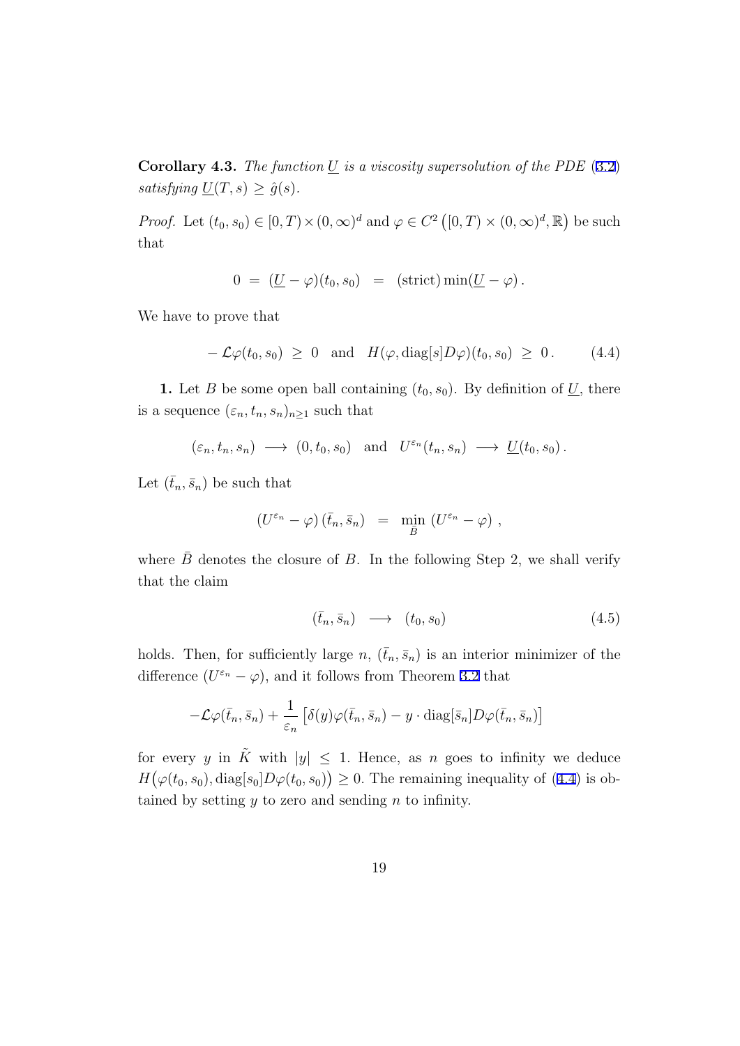**Corollary 4.3.** *The function $\underline{U}$ is a viscosity supersolution of the PDE (3.2) satisfying $\underline{U}(T,s) \geq \hat{g}(s)$.*

*Proof.* Let $(t_0, s_0) \in [0,T) \times (0,\infty)^d$ and $\varphi \in C^2\left([0,T) \times (0,\infty)^d, \mathbb{R}\right)$ be such that

$$0 \;=\; (\underline{U} - \varphi)(t_0, s_0) \;\;=\;\; (\text{strict}) \min(\underline{U} - \varphi)\,.$$

We have to prove that

$$-\,\mathcal{L}\varphi(t_0, s_0) \;\geq\; 0 \quad \text{and} \quad H(\varphi, \text{diag}[s]D\varphi)(t_0, s_0) \;\geq\; 0\,. \tag{4.4}$$

**1.** Let $B$ be some open ball containing $(t_0, s_0)$. By definition of $\underline{U}$, there is a sequence $(\varepsilon_n, t_n, s_n)_{n \geq 1}$ such that

$$(\varepsilon_n, t_n, s_n) \;\longrightarrow\; (0, t_0, s_0) \quad \text{and} \quad U^{\varepsilon_n}(t_n, s_n) \;\longrightarrow\; \underline{U}(t_0, s_0)\,.$$

Let $(\bar{t}_n, \bar{s}_n)$ be such that

$$\left(U^{\varepsilon_n} - \varphi\right)(\bar{t}_n, \bar{s}_n) \;\;=\;\; \min_{\bar{B}} \left(U^{\varepsilon_n} - \varphi\right)\,,$$

where $\bar{B}$ denotes the closure of $B$. In the following Step 2, we shall verify that the claim

$$(\bar{t}_n, \bar{s}_n) \;\;\longrightarrow\;\; (t_0, s_0) \tag{4.5}$$

holds. Then, for sufficiently large $n$, $(\bar{t}_n, \bar{s}_n)$ is an interior minimizer of the difference $(U^{\varepsilon_n} - \varphi)$, and it follows from Theorem 3.2 that

$$-\mathcal{L}\varphi(\bar{t}_n, \bar{s}_n) + \frac{1}{\varepsilon_n}\left[\delta(y)\varphi(\bar{t}_n, \bar{s}_n) - y \cdot \text{diag}[\bar{s}_n]D\varphi(\bar{t}_n, \bar{s}_n)\right]$$

for every $y$ in $\tilde{K}$ with $|y| \leq 1$. Hence, as $n$ goes to infinity we deduce $H\big(\varphi(t_0, s_0), \text{diag}[s_0]D\varphi(t_0, s_0)\big) \geq 0$. The remaining inequality of (4.4) is obtained by setting $y$ to zero and sending $n$ to infinity.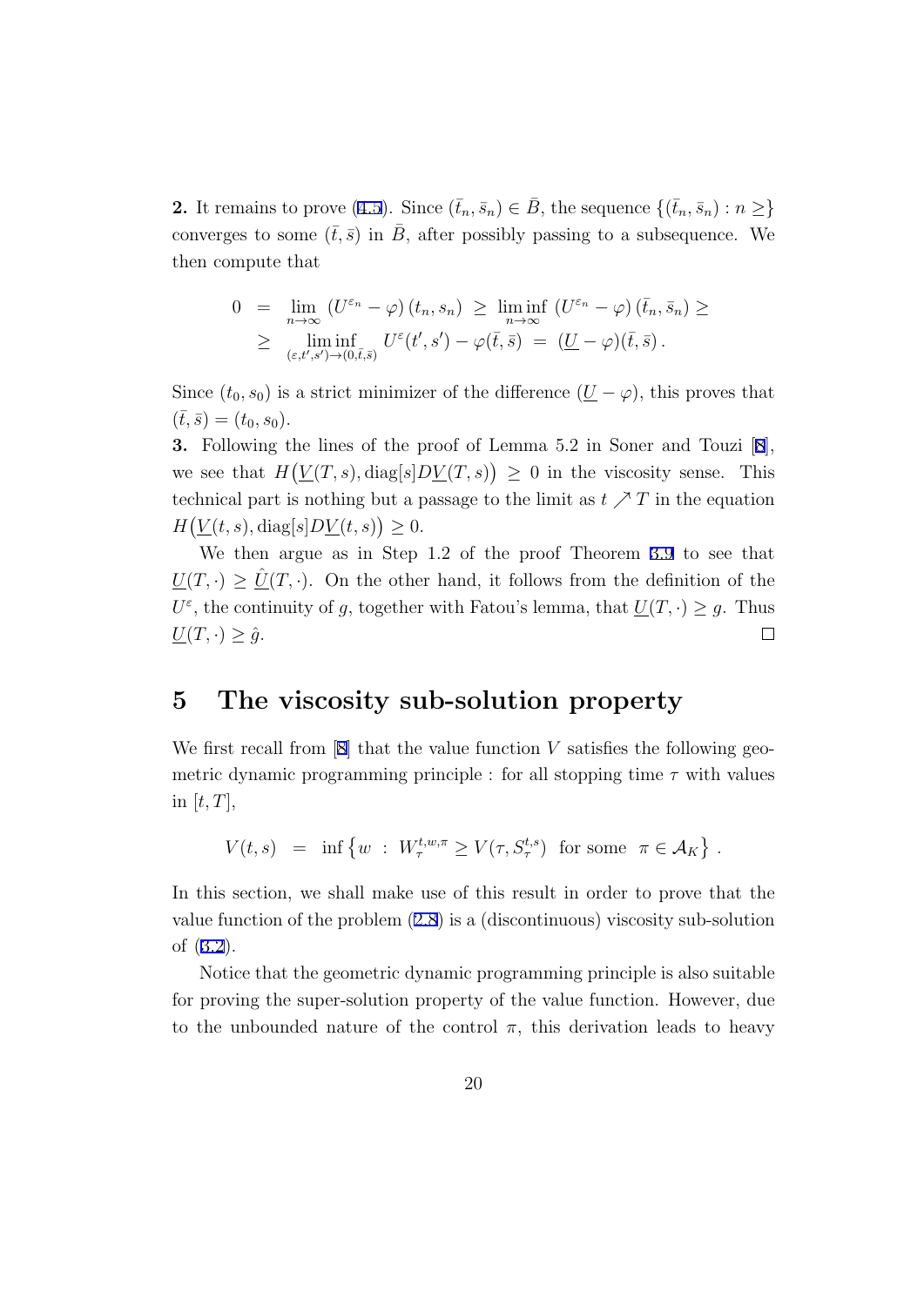**2.** It remains to prove (4.5). Since $(\bar{t}_n, \bar{s}_n) \in \bar{B}$, the sequence $\{(\bar{t}_n, \bar{s}_n) : n \geq\}$ converges to some $(\bar{t}, \bar{s})$ in $\bar{B}$, after possibly passing to a subsequence. We then compute that

$$
\begin{aligned}
0 &= \lim_{n\to\infty} \left(U^{\varepsilon_n} - \varphi\right)(t_n, s_n) \geq \liminf_{n\to\infty} \left(U^{\varepsilon_n} - \varphi\right)(\bar{t}_n, \bar{s}_n) \geq \\
&\geq \liminf_{(\varepsilon, t', s')\to(0,\bar{t},\bar{s})} U^{\varepsilon}(t', s') - \varphi(\bar{t}, \bar{s}) = (\underline{U} - \varphi)(\bar{t}, \bar{s}).
\end{aligned}
$$

Since $(t_0, s_0)$ is a strict minimizer of the difference $(\underline{U} - \varphi)$, this proves that $(\bar{t}, \bar{s}) = (t_0, s_0)$.

**3.** Following the lines of the proof of Lemma 5.2 in Soner and Touzi [8], we see that $H\big(\underline{V}(T, s), \mathrm{diag}[s] D\underline{V}(T, s)\big) \geq 0$ in the viscosity sense. This technical part is nothing but a passage to the limit as $t \nearrow T$ in the equation $H\big(\underline{V}(t, s), \mathrm{diag}[s] D\underline{V}(t, s)\big) \geq 0$.

We then argue as in Step 1.2 of the proof Theorem 3.9 to see that $\underline{U}(T, \cdot) \geq \hat{\underline{U}}(T, \cdot)$. On the other hand, it follows from the definition of the $U^{\varepsilon}$, the continuity of $g$, together with Fatou's lemma, that $\underline{U}(T, \cdot) \geq g$. Thus $\underline{U}(T, \cdot) \geq \hat{g}$. $\square$

# 5 The viscosity sub-solution property

We first recall from [8] that the value function $V$ satisfies the following geometric dynamic programming principle : for all stopping time $\tau$ with values in $[t, T]$,

$$
V(t, s) = \inf\left\{w \ : \ W_{\tau}^{t,w,\pi} \geq V(\tau, S_{\tau}^{t,s}) \ \text{ for some } \ \pi \in \mathcal{A}_K\right\}.
$$

In this section, we shall make use of this result in order to prove that the value function of the problem (2.8) is a (discontinuous) viscosity sub-solution of (3.2).

Notice that the geometric dynamic programming principle is also suitable for proving the super-solution property of the value function. However, due to the unbounded nature of the control $\pi$, this derivation leads to heavy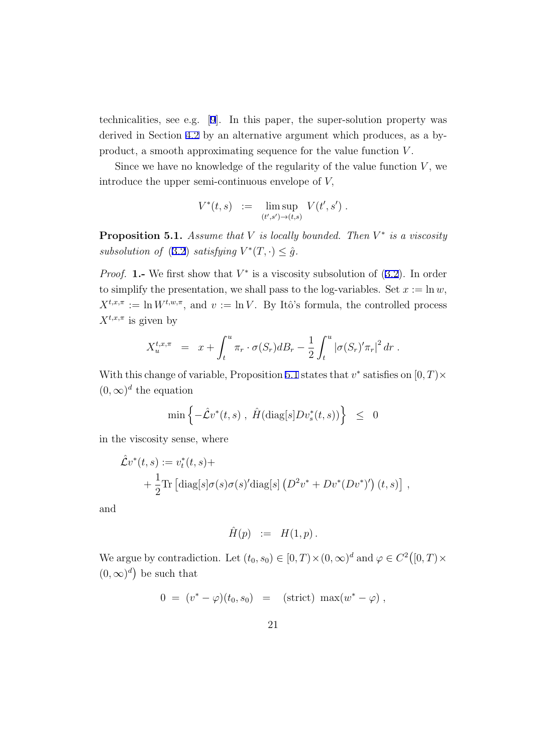technicalities, see e.g. [9]. In this paper, the super-solution property was derived in Section 4.2 by an alternative argument which produces, as a by-product, a smooth approximating sequence for the value function $V$.

Since we have no knowledge of the regularity of the value function $V$, we introduce the upper semi-continuous envelope of $V$,

$$V^*(t,s) \;\; := \;\; \limsup_{(t',s')\to(t,s)} V(t',s') \; .$$

**Proposition 5.1.** *Assume that $V$ is locally bounded. Then $V^*$ is a viscosity subsolution of (3.2) satisfying $V^*(T,\cdot) \leq \hat{g}$.*

*Proof.* **1.-** We first show that $V^*$ is a viscosity subsolution of (3.2). In order to simplify the presentation, we shall pass to the log-variables. Set $x := \ln w$, $X^{t,x,\pi} := \ln W^{t,w,\pi}$, and $v := \ln V$. By Itô's formula, the controlled process $X^{t,x,\pi}$ is given by

$$X^{t,x,\pi}_u \;\; = \;\; x + \int_t^u \pi_r \cdot \sigma(S_r) dB_r - \frac{1}{2}\int_t^u \left|\sigma(S_r)'\pi_r\right|^2 dr \; .$$

With this change of variable, Proposition 5.1 states that $v^*$ satisfies on $[0,T)\times(0,\infty)^d$ the equation

$$\min\left\{-\hat{\mathcal{L}}v^*(t,s) \; , \; \hat{H}(\text{diag}[s]Dv^*_s(t,s))\right\} \;\; \leq \;\; 0$$

in the viscosity sense, where

$$\begin{aligned}
\hat{\mathcal{L}}v^*(t,s) := & \; v^*_t(t,s) + \\
& + \frac{1}{2}\text{Tr}\left[\text{diag}[s]\sigma(s)\sigma(s)'\text{diag}[s]\left(D^2v^* + Dv^*(Dv^*)'\right)(t,s)\right] \; ,
\end{aligned}$$

and

$$\hat{H}(p) \;\; := \;\; H(1,p) \, .$$

We argue by contradiction. Let $(t_0,s_0) \in [0,T)\times(0,\infty)^d$ and $\varphi \in C^2\big([0,T)\times(0,\infty)^d\big)$ be such that

$$0 \; = \; (v^* - \varphi)(t_0,s_0) \;\; = \;\; \text{(strict)} \;\; \max(w^* - \varphi) \; ,$$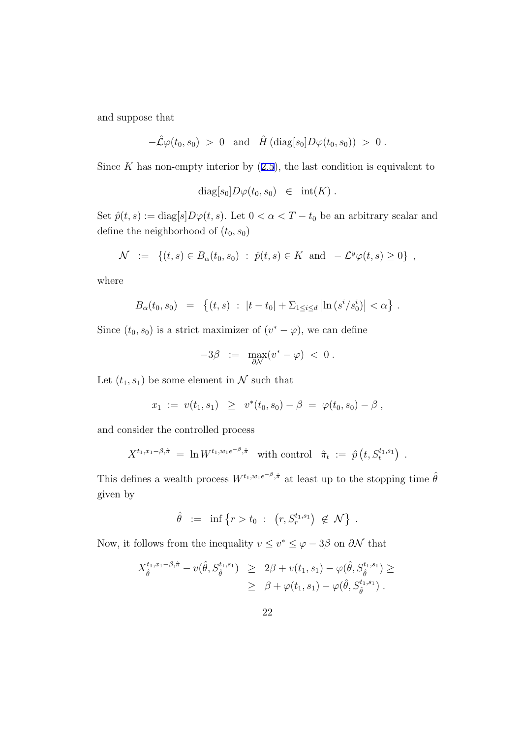and suppose that

$$-\hat{\mathcal{L}}\varphi(t_0, s_0) \; > \; 0 \quad \text{and} \quad \hat{H}\left(\text{diag}[s_0]D\varphi(t_0, s_0)\right) \; > \; 0 \; .$$

Since $K$ has non-empty interior by (2.5), the last condition is equivalent to

$$\text{diag}[s_0]D\varphi(t_0, s_0) \quad \in \quad \text{int}(K) \; .$$

Set $\hat{p}(t, s) := \text{diag}[s]D\varphi(t, s)$. Let $0 < \alpha < T - t_0$ be an arbitrary scalar and define the neighborhood of $(t_0, s_0)$

$$\mathcal{N} \;\; := \;\; \{(t, s) \in B_\alpha(t_0, s_0) \; : \; \hat{p}(t, s) \in K \;\; \text{and} \;\; -\mathcal{L}^y\varphi(t, s) \geq 0\} \;\; ,$$

where

$$B_\alpha(t_0, s_0) \;\; = \;\; \left\{(t, s) \; : \; |t - t_0| + \Sigma_{1\leq i\leq d}\left|\ln\left(s^i/s_0^i\right)\right| < \alpha\right\} \; .$$

Since $(t_0, s_0)$ is a strict maximizer of $(v^* - \varphi)$, we can define

$$-3\beta \;\; := \;\; \max_{\partial\mathcal{N}}(v^* - \varphi) \; < \; 0 \; .$$

Let $(t_1, s_1)$ be some element in $\mathcal{N}$ such that

$$x_1 \; := \; v(t_1, s_1) \;\; \geq \;\; v^*(t_0, s_0) - \beta \; = \; \varphi(t_0, s_0) - \beta \; ,$$

and consider the controlled process

$$X^{t_1, x_1 - \beta, \hat{\pi}} \; = \; \ln W^{t_1, w_1 e^{-\beta}, \hat{\pi}} \quad \text{with control} \quad \hat{\pi}_t \; := \; \hat{p}\left(t, S_t^{t_1, s_1}\right) \; .$$

This defines a wealth process $W^{t_1, w_1 e^{-\beta}, \hat{\pi}}$ at least up to the stopping time $\hat{\theta}$ given by

$$\hat{\theta} \;\; := \;\; \inf\left\{r > t_0 \; : \; \left(r, S_r^{t_1, s_1}\right) \; \notin \; \mathcal{N}\right\} \; .$$

Now, it follows from the inequality $v \leq v^* \leq \varphi - 3\beta$ on $\partial\mathcal{N}$ that

$$\begin{aligned} X_{\hat{\theta}}^{t_1, x_1 - \beta, \hat{\pi}} - v(\hat{\theta}, S_{\hat{\theta}}^{t_1, s_1}) \;\; &\geq \;\; 2\beta + v(t_1, s_1) - \varphi(\hat{\theta}, S_{\hat{\theta}}^{t_1, s_1}) \geq \\ &\geq \;\; \beta + \varphi(t_1, s_1) - \varphi(\hat{\theta}, S_{\hat{\theta}}^{t_1, s_1}) \; . \end{aligned}$$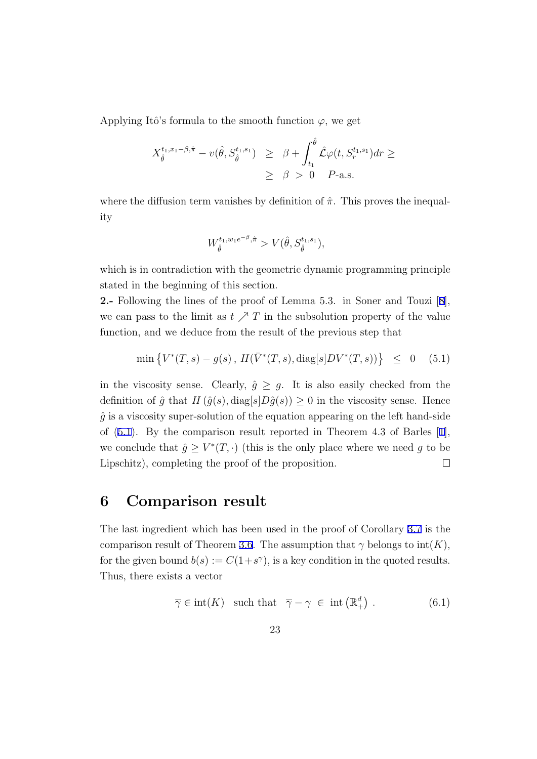Applying Itô's formula to the smooth function $\varphi$, we get

$$
\begin{aligned}
X_{\hat{\theta}}^{t_1,x_1-\beta,\hat{\pi}} - v(\hat{\theta}, S_{\hat{\theta}}^{t_1,s_1}) &\geq \beta + \int_{t_1}^{\hat{\theta}} \hat{\mathcal{L}}\varphi(t, S_r^{t_1,s_1})dr \geq \\
&\geq \beta > 0 \quad P\text{-a.s.}
\end{aligned}
$$

where the diffusion term vanishes by definition of $\hat{\pi}$. This proves the inequality

$$
W_{\hat{\theta}}^{t_1,w_1 e^{-\beta},\hat{\pi}} > V(\hat{\theta}, S_{\hat{\theta}}^{t_1,s_1}),
$$

which is in contradiction with the geometric dynamic programming principle stated in the beginning of this section.

**2.-** Following the lines of the proof of Lemma 5.3. in Soner and Touzi [8], we can pass to the limit as $t \nearrow T$ in the subsolution property of the value function, and we deduce from the result of the previous step that

$$
\min \left\{ V^*(T,s) - g(s)\,,\; H(\bar{V}^*(T,s), \mathrm{diag}[s]DV^*(T,s)) \right\} \;\leq\; 0 \qquad (5.1)
$$

in the viscosity sense. Clearly, $\hat{g} \geq g$. It is also easily checked from the definition of $\hat{g}$ that $H\left(\hat{g}(s), \mathrm{diag}[s]D\hat{g}(s)\right) \geq 0$ in the viscosity sense. Hence $\hat{g}$ is a viscosity super-solution of the equation appearing on the left hand-side of (5.1). By the comparison result reported in Theorem 4.3 of Barles [1], we conclude that $\hat{g} \geq V^*(T,\cdot)$ (this is the only place where we need $g$ to be Lipschitz), completing the proof of the proposition. □

# 6 Comparison result

The last ingredient which has been used in the proof of Corollary 3.7 is the comparison result of Theorem 3.6. The assumption that $\gamma$ belongs to $\mathrm{int}(K)$, for the given bound $b(s) := C(1+s^{\gamma})$, is a key condition in the quoted results. Thus, there exists a vector

$$
\overline{\gamma} \in \mathrm{int}(K) \quad \text{such that} \quad \overline{\gamma} - \gamma \;\in\; \mathrm{int}\left(\mathbb{R}_+^d\right)\,. \qquad (6.1)
$$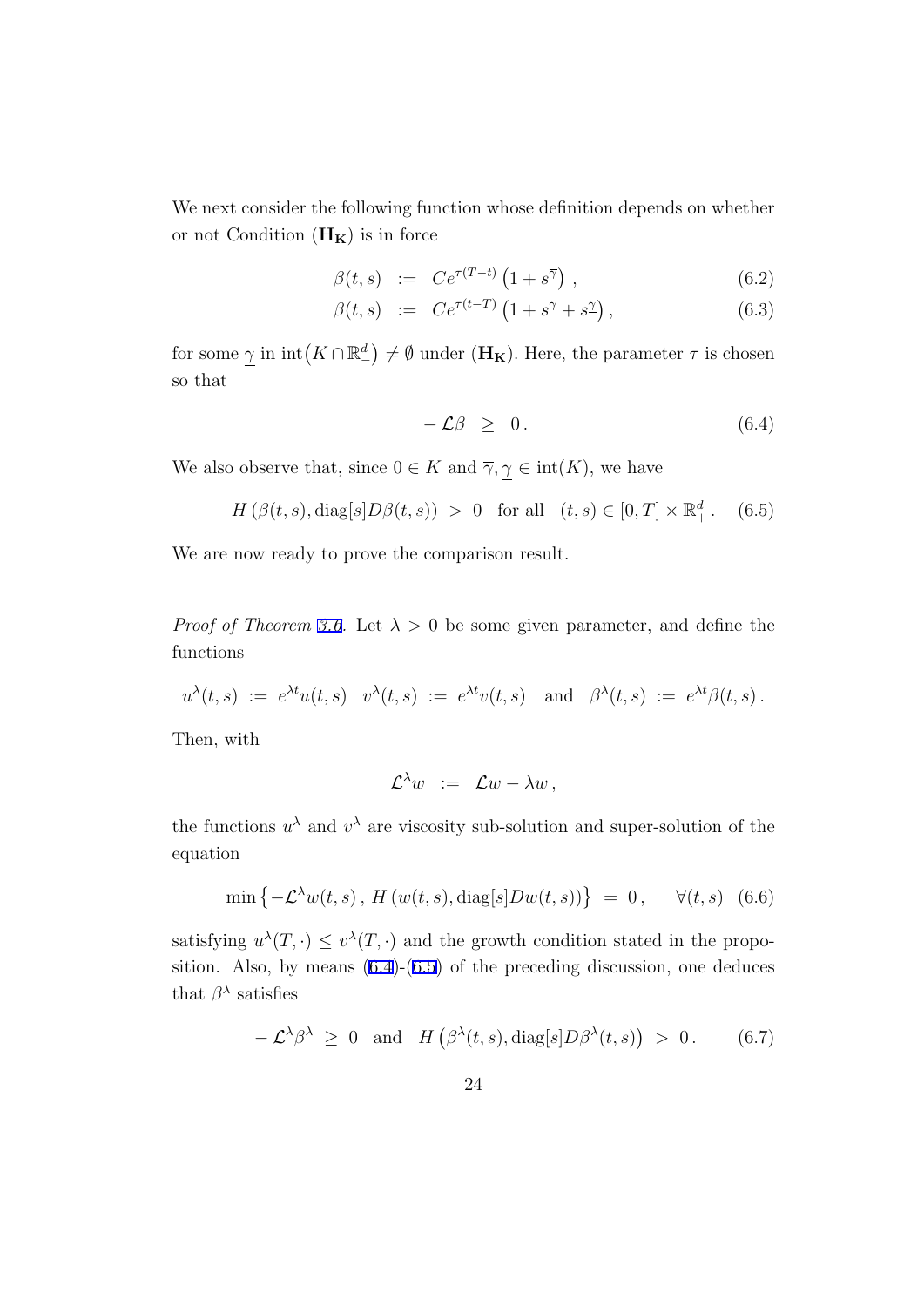We next consider the following function whose definition depends on whether or not Condition $(\mathbf{H_K})$ is in force

$$\beta(t,s) \;:=\; Ce^{\tau(T-t)}\left(1+s^{\overline{\gamma}}\right), \tag{6.2}$$

$$\beta(t,s) \;:=\; Ce^{\tau(t-T)}\left(1+s^{\overline{\gamma}}+s^{\underline{\gamma}}\right), \tag{6.3}$$

for some $\underline{\gamma}$ in $\mathrm{int}\big(K\cap\mathbb{R}^d_-\big)\neq\emptyset$ under $(\mathbf{H_K})$. Here, the parameter $\tau$ is chosen so that

$$-\,\mathcal{L}\beta \;\geq\; 0\,. \tag{6.4}$$

We also observe that, since $0\in K$ and $\overline{\gamma},\underline{\gamma}\in\mathrm{int}(K)$, we have

$$H\left(\beta(t,s),\mathrm{diag}[s]D\beta(t,s)\right) \;>\; 0 \quad \text{for all} \quad (t,s)\in[0,T]\times\mathbb{R}^d_+\,. \tag{6.5}$$

We are now ready to prove the comparison result.

*Proof of Theorem 3.6.* Let $\lambda>0$ be some given parameter, and define the functions

$$u^\lambda(t,s) \;:=\; e^{\lambda t}u(t,s) \quad v^\lambda(t,s) \;:=\; e^{\lambda t}v(t,s) \quad \text{and} \quad \beta^\lambda(t,s) \;:=\; e^{\lambda t}\beta(t,s)\,.$$

Then, with

$$\mathcal{L}^\lambda w \;:=\; \mathcal{L}w-\lambda w\,,$$

the functions $u^\lambda$ and $v^\lambda$ are viscosity sub-solution and super-solution of the equation

$$\min\left\{-\mathcal{L}^\lambda w(t,s)\,,\,H\left(w(t,s),\mathrm{diag}[s]Dw(t,s)\right)\right\} \;=\; 0\,, \qquad \forall (t,s) \tag{6.6}$$

satisfying $u^\lambda(T,\cdot)\leq v^\lambda(T,\cdot)$ and the growth condition stated in the proposition. Also, by means (6.4)-(6.5) of the preceding discussion, one deduces that $\beta^\lambda$ satisfies

$$-\,\mathcal{L}^\lambda\beta^\lambda \;\geq\; 0 \quad \text{and} \quad H\left(\beta^\lambda(t,s),\mathrm{diag}[s]D\beta^\lambda(t,s)\right) \;>\; 0\,. \tag{6.7}$$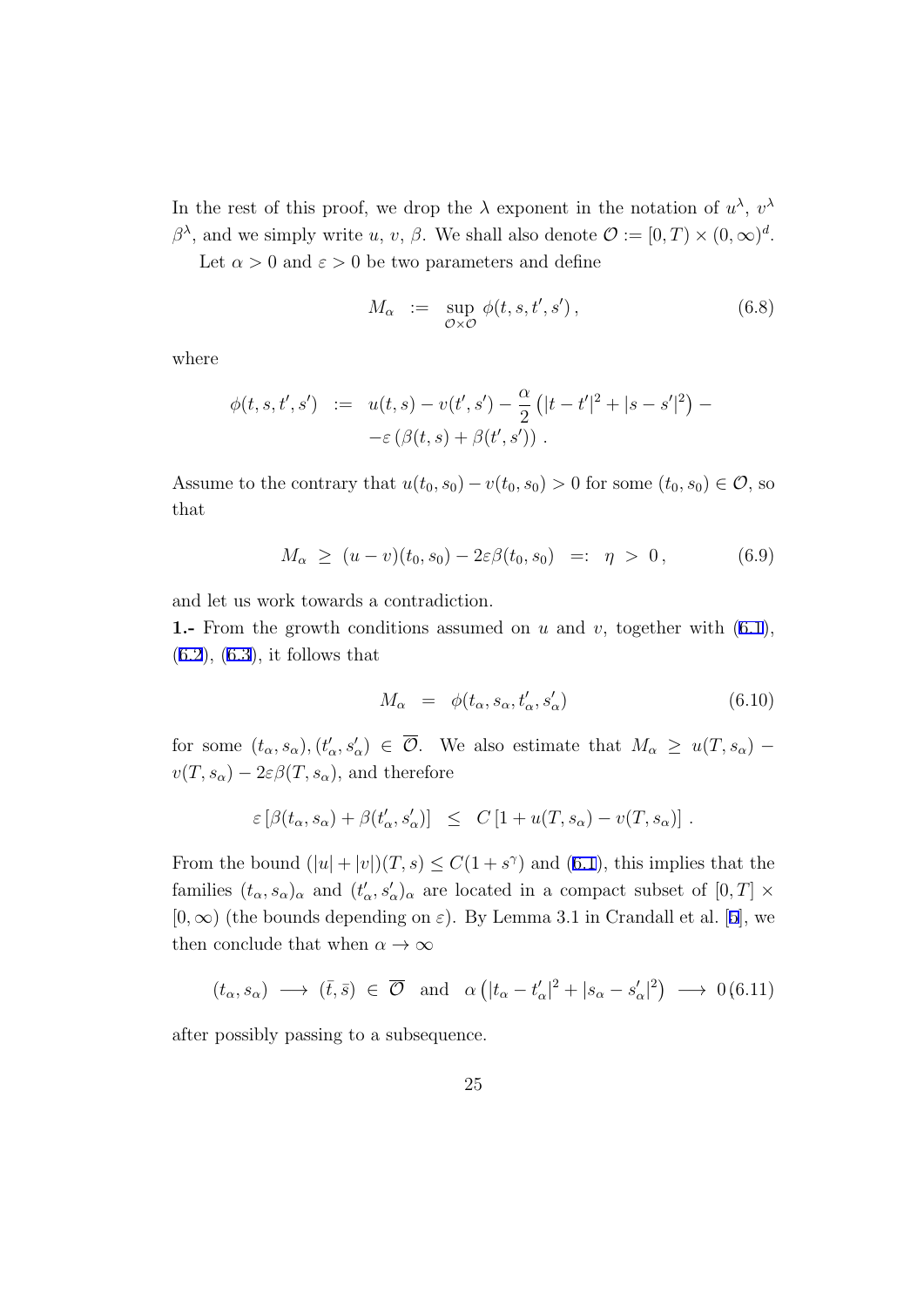In the rest of this proof, we drop the $\lambda$ exponent in the notation of $u^\lambda$, $v^\lambda$ $\beta^\lambda$, and we simply write $u$, $v$, $\beta$. We shall also denote $\mathcal{O} := [0,T) \times (0,\infty)^d$.

Let $\alpha > 0$ and $\varepsilon > 0$ be two parameters and define

$$
M_\alpha \;:=\; \sup_{\mathcal{O}\times\mathcal{O}} \phi(t,s,t',s')\,, \tag{6.8}
$$

where

$$
\begin{aligned}
\phi(t,s,t',s') \;:=\;& u(t,s) - v(t',s') - \frac{\alpha}{2}\left(|t-t'|^2 + |s-s'|^2\right) - \\
& -\varepsilon\left(\beta(t,s) + \beta(t',s')\right)\,.
\end{aligned}
$$

Assume to the contrary that $u(t_0,s_0) - v(t_0,s_0) > 0$ for some $(t_0,s_0) \in \mathcal{O}$, so that

$$
M_\alpha \;\geq\; (u-v)(t_0,s_0) - 2\varepsilon\beta(t_0,s_0) \;\;=:\;\; \eta \;>\; 0\,, \tag{6.9}
$$

and let us work towards a contradiction.

**1.-** From the growth conditions assumed on $u$ and $v$, together with (6.1), (6.2), (6.3), it follows that

$$
M_\alpha \;\;=\;\; \phi(t_\alpha, s_\alpha, t'_\alpha, s'_\alpha) \tag{6.10}
$$

for some $(t_\alpha, s_\alpha), (t'_\alpha, s'_\alpha) \in \overline{\mathcal{O}}$. We also estimate that $M_\alpha \geq u(T,s_\alpha) - v(T,s_\alpha) - 2\varepsilon\beta(T,s_\alpha)$, and therefore

$$
\varepsilon\left[\beta(t_\alpha,s_\alpha) + \beta(t'_\alpha,s'_\alpha)\right] \;\;\leq\;\; C\left[1 + u(T,s_\alpha) - v(T,s_\alpha)\right]\,.
$$

From the bound $(|u|+|v|)(T,s) \leq C(1+s^\gamma)$ and (6.1), this implies that the families $(t_\alpha,s_\alpha)_\alpha$ and $(t'_\alpha,s'_\alpha)_\alpha$ are located in a compact subset of $[0,T] \times [0,\infty)$ (the bounds depending on $\varepsilon$). By Lemma 3.1 in Crandall et al. [6], we then conclude that when $\alpha \to \infty$

$$
(t_\alpha,s_\alpha) \;\longrightarrow\; (\bar{t},\bar{s}) \;\in\; \overline{\mathcal{O}} \quad \text{and} \quad \alpha\left(|t_\alpha - t'_\alpha|^2 + |s_\alpha - s'_\alpha|^2\right) \;\longrightarrow\; 0 \tag{6.11}
$$

after possibly passing to a subsequence.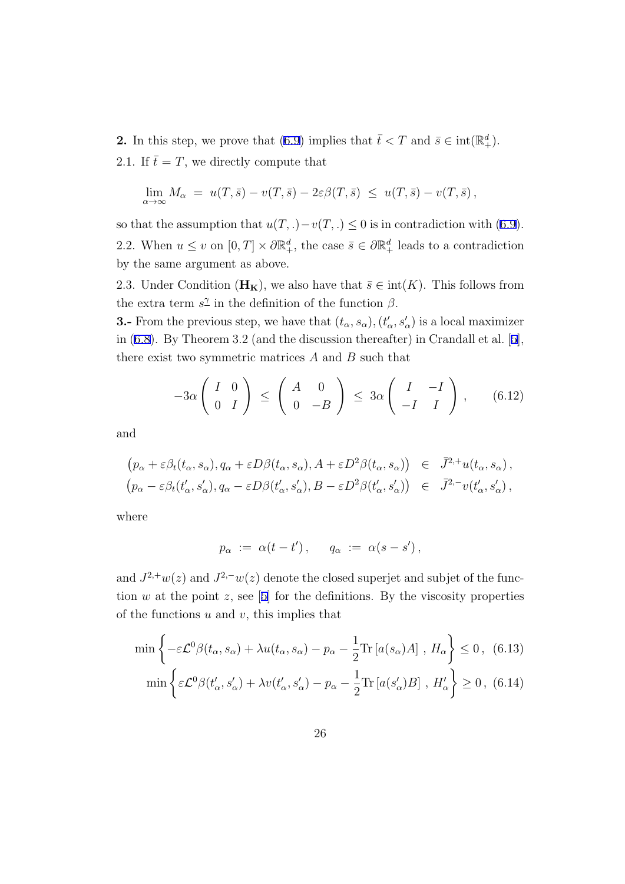**2.** In this step, we prove that (6.9) implies that $\bar{t} < T$ and $\bar{s} \in \mathrm{int}(\mathbb{R}^d_+)$.

2.1. If $\bar{t} = T$, we directly compute that

$$\lim_{\alpha\to\infty} M_\alpha \;=\; u(T,\bar{s}) - v(T,\bar{s}) - 2\varepsilon\beta(T,\bar{s}) \;\leq\; u(T,\bar{s}) - v(T,\bar{s}),$$

so that the assumption that $u(T,.)-v(T,.) \leq 0$ is in contradiction with (6.9).

2.2. When $u \leq v$ on $[0,T] \times \partial\mathbb{R}^d_+$, the case $\bar{s} \in \partial\mathbb{R}^d_+$ leads to a contradiction by the same argument as above.

2.3. Under Condition $(\mathbf{H_K})$, we also have that $\bar{s} \in \mathrm{int}(K)$. This follows from the extra term $s^{\underline{\gamma}}$ in the definition of the function $\beta$.

**3.-** From the previous step, we have that $(t_\alpha, s_\alpha), (t'_\alpha, s'_\alpha)$ is a local maximizer in (6.8). By Theorem 3.2 (and the discussion thereafter) in Crandall et al. [5], there exist two symmetric matrices $A$ and $B$ such that

$$-3\alpha \begin{pmatrix} I & 0 \\ 0 & I \end{pmatrix} \;\leq\; \begin{pmatrix} A & 0 \\ 0 & -B \end{pmatrix} \;\leq\; 3\alpha \begin{pmatrix} I & -I \\ -I & I \end{pmatrix}, \qquad (6.12)$$

and

$$\begin{aligned}
\left(p_\alpha + \varepsilon\beta_t(t_\alpha,s_\alpha), q_\alpha + \varepsilon D\beta(t_\alpha,s_\alpha), A + \varepsilon D^2\beta(t_\alpha,s_\alpha)\right) &\in \bar{J}^{2,+}u(t_\alpha,s_\alpha),\\
\left(p_\alpha - \varepsilon\beta_t(t'_\alpha,s'_\alpha), q_\alpha - \varepsilon D\beta(t'_\alpha,s'_\alpha), B - \varepsilon D^2\beta(t'_\alpha,s'_\alpha)\right) &\in \bar{J}^{2,-}v(t'_\alpha,s'_\alpha),
\end{aligned}$$

where

$$p_\alpha \;:=\; \alpha(t-t'), \qquad q_\alpha \;:=\; \alpha(s-s'),$$

and $J^{2,+}w(z)$ and $J^{2,-}w(z)$ denote the closed superjet and subjet of the function $w$ at the point $z$, see [5] for the definitions. By the viscosity properties of the functions $u$ and $v$, this implies that

$$\min\left\{-\varepsilon\mathcal{L}^0\beta(t_\alpha,s_\alpha) + \lambda u(t_\alpha,s_\alpha) - p_\alpha - \frac{1}{2}\mathrm{Tr}\left[a(s_\alpha)A\right],\; H_\alpha\right\} \leq 0, \quad (6.13)$$

$$\min\left\{\varepsilon\mathcal{L}^0\beta(t'_\alpha,s'_\alpha) + \lambda v(t'_\alpha,s'_\alpha) - p_\alpha - \frac{1}{2}\mathrm{Tr}\left[a(s'_\alpha)B\right],\; H'_\alpha\right\} \geq 0, \quad (6.14)$$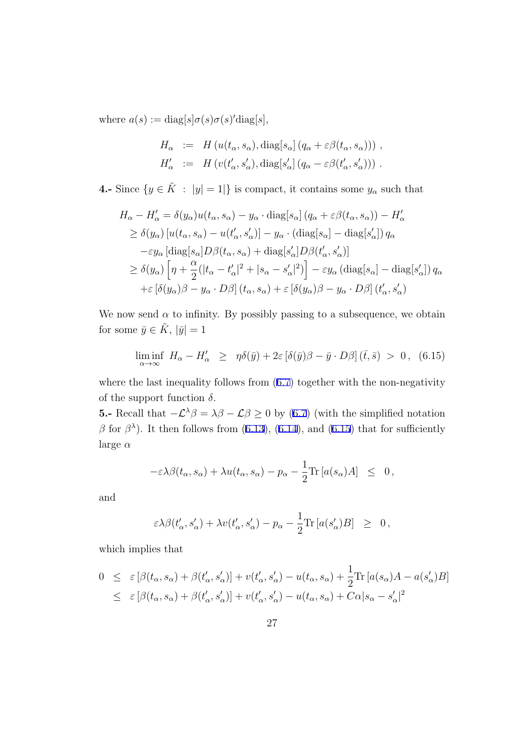where $a(s) := \text{diag}[s]\sigma(s)\sigma(s)'\text{diag}[s]$,

$$
\begin{aligned}
H_\alpha &:= H\left(u(t_\alpha, s_\alpha), \text{diag}[s_\alpha]\left(q_\alpha + \varepsilon\beta(t_\alpha, s_\alpha)\right)\right), \\
H'_\alpha &:= H\left(v(t'_\alpha, s'_\alpha), \text{diag}[s'_\alpha]\left(q_\alpha - \varepsilon\beta(t'_\alpha, s'_\alpha)\right)\right).
\end{aligned}
$$

**4.-** Since $\{y \in \tilde{K} \ : \ |y| = 1|\}$ is compact, it contains some $y_\alpha$ such that

$$
\begin{aligned}
H_\alpha - H'_\alpha &= \delta(y_\alpha)u(t_\alpha, s_\alpha) - y_\alpha \cdot \text{diag}[s_\alpha]\left(q_\alpha + \varepsilon\beta(t_\alpha, s_\alpha)\right) - H'_\alpha \\
&\geq \delta(y_\alpha)\left[u(t_\alpha, s_\alpha) - u(t'_\alpha, s'_\alpha)\right] - y_\alpha \cdot \left(\text{diag}[s_\alpha] - \text{diag}[s'_\alpha]\right) q_\alpha \\
&\quad - \varepsilon y_\alpha \left[\text{diag}[s_\alpha] D\beta(t_\alpha, s_\alpha) + \text{diag}[s'_\alpha] D\beta(t'_\alpha, s'_\alpha)\right] \\
&\geq \delta(y_\alpha)\left[\eta + \frac{\alpha}{2}(|t_\alpha - t'_\alpha|^2 + |s_\alpha - s'_\alpha|^2)\right] - \varepsilon y_\alpha \left(\text{diag}[s_\alpha] - \text{diag}[s'_\alpha]\right) q_\alpha \\
&\quad + \varepsilon\left[\delta(y_\alpha)\beta - y_\alpha \cdot D\beta\right](t_\alpha, s_\alpha) + \varepsilon\left[\delta(y_\alpha)\beta - y_\alpha \cdot D\beta\right](t'_\alpha, s'_\alpha)
\end{aligned}
$$

We now send $\alpha$ to infinity. By possibly passing to a subsequence, we obtain for some $\bar{y} \in \tilde{K}$, $|\bar{y}| = 1$

$$
\liminf_{\alpha \to \infty} \ H_\alpha - H'_\alpha \ \geq \ \eta\delta(\bar{y}) + 2\varepsilon\left[\delta(\bar{y})\beta - \bar{y} \cdot D\beta\right](\bar{t}, \bar{s}) \ > \ 0, \quad (6.15)
$$

where the last inequality follows from (6.7) together with the non-negativity of the support function $\delta$.

**5.-** Recall that $-\mathcal{L}^\lambda\beta = \lambda\beta - \mathcal{L}\beta \geq 0$ by (6.7) (with the simplified notation $\beta$ for $\beta^\lambda$). It then follows from (6.13), (6.14), and (6.15) that for sufficiently large $\alpha$

$$
-\varepsilon\lambda\beta(t_\alpha, s_\alpha) + \lambda u(t_\alpha, s_\alpha) - p_\alpha - \frac{1}{2}\text{Tr}\left[a(s_\alpha)A\right] \ \leq \ 0,
$$

and

$$
\varepsilon\lambda\beta(t'_\alpha, s'_\alpha) + \lambda v(t'_\alpha, s'_\alpha) - p_\alpha - \frac{1}{2}\text{Tr}\left[a(s'_\alpha)B\right] \ \geq \ 0,
$$

which implies that

$$
\begin{aligned}
0 &\leq \varepsilon\left[\beta(t_\alpha, s_\alpha) + \beta(t'_\alpha, s'_\alpha)\right] + v(t'_\alpha, s'_\alpha) - u(t_\alpha, s_\alpha) + \frac{1}{2}\text{Tr}\left[a(s_\alpha)A - a(s'_\alpha)B\right] \\
&\leq \varepsilon\left[\beta(t_\alpha, s_\alpha) + \beta(t'_\alpha, s'_\alpha)\right] + v(t'_\alpha, s'_\alpha) - u(t_\alpha, s_\alpha) + C\alpha|s_\alpha - s'_\alpha|^2
\end{aligned}
$$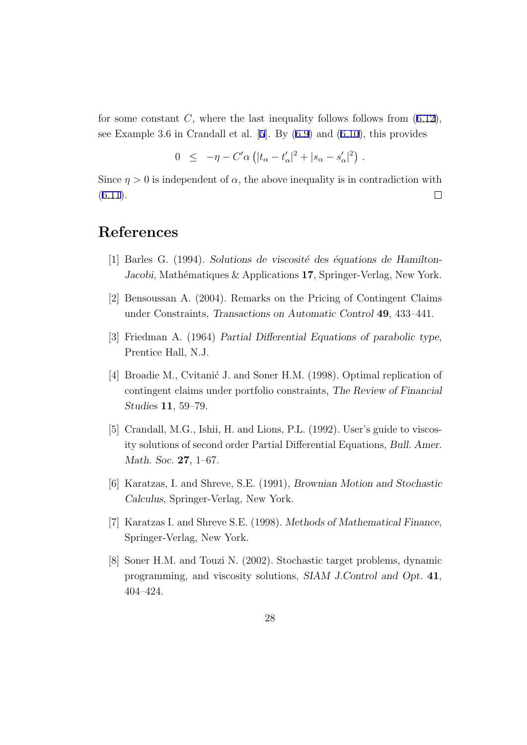for some constant $C$, where the last inequality follows follows from (6.12), see Example 3.6 in Crandall et al. [5]. By (6.9) and (6.10), this provides

$$0 \quad \leq \quad -\eta - C'\alpha\left(|t_\alpha - t'_\alpha|^2 + |s_\alpha - s'_\alpha|^2\right) \, .$$

Since $\eta > 0$ is independent of $\alpha$, the above inequality is in contradiction with (6.11). □

# References

[1] Barles G. (1994). *Solutions de viscosité des équations de Hamilton-Jacobi*, Mathématiques & Applications **17**, Springer-Verlag, New York.

[2] Bensoussan A. (2004). Remarks on the Pricing of Contingent Claims under Constraints, *Transactions on Automatic Control* **49**, 433–441.

[3] Friedman A. (1964) *Partial Differential Equations of parabolic type*, Prentice Hall, N.J.

[4] Broadie M., Cvitanić J. and Soner H.M. (1998). Optimal replication of contingent claims under portfolio constraints, *The Review of Financial Studies* **11**, 59–79.

[5] Crandall, M.G., Ishii, H. and Lions, P.L. (1992). User's guide to viscosity solutions of second order Partial Differential Equations, *Bull. Amer. Math. Soc.* **27**, 1–67.

[6] Karatzas, I. and Shreve, S.E. (1991), *Brownian Motion and Stochastic Calculus*, Springer-Verlag, New York.

[7] Karatzas I. and Shreve S.E. (1998). *Methods of Mathematical Finance*, Springer-Verlag, New York.

[8] Soner H.M. and Touzi N. (2002). Stochastic target problems, dynamic programming, and viscosity solutions, *SIAM J.Control and Opt.* **41**, 404–424.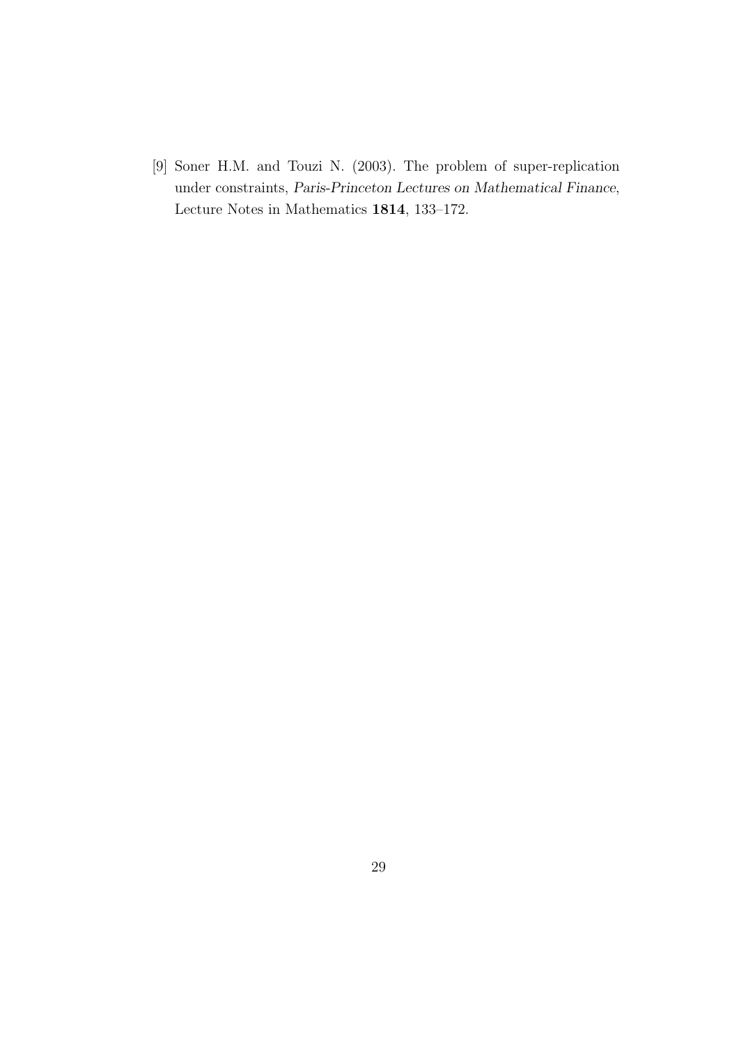[9] Soner H.M. and Touzi N. (2003). The problem of super-replication under constraints, *Paris-Princeton Lectures on Mathematical Finance*, Lecture Notes in Mathematics **1814**, 133–172.